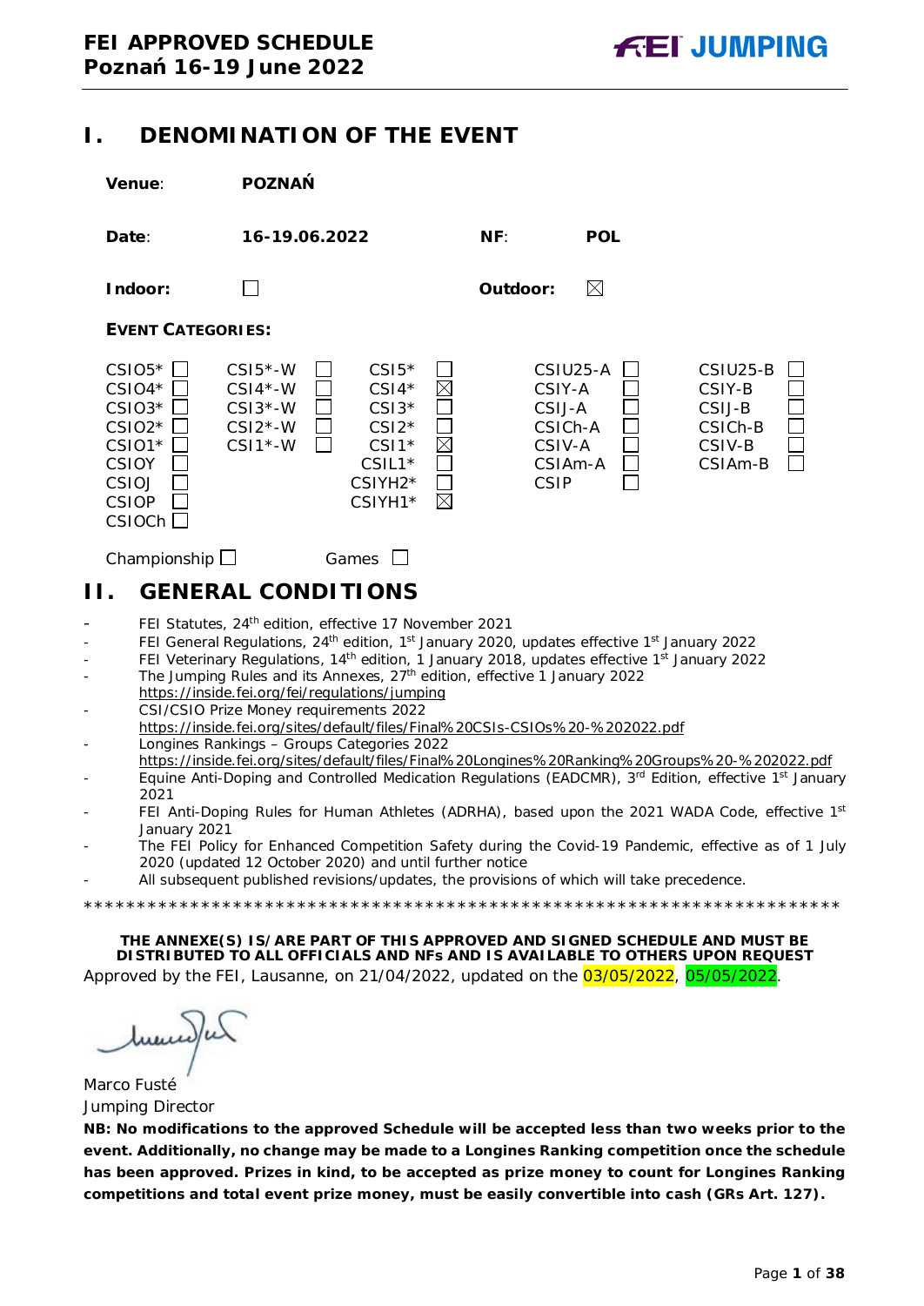# I. DENOMINATION OF THE EVENT

**Venue**: **POZNAŃ**

**Date**: **16-19.06.2022** **NF**: **POL**

**Indoor**: ☐ **Outdoor**: ☒

**EVENT CATEGORIES:**

| | | | | |
|---|---|---|---|---|
| CSIO5* ☐ | CSI5*-W ☐ | CSI5* ☐ | CSIU25-A ☐ | CSIU25-B ☐ |
| CSIO4* ☐ | CSI4*-W ☐ | CSI4* ☒ | CSIY-A ☐ | CSIY-B ☐ |
| CSIO3* ☐ | CSI3*-W ☐ | CSI3* ☐ | CSIJ-A ☐ | CSIJ-B ☐ |
| CSIO2* ☐ | CSI2*-W ☐ | CSI2* ☐ | CSICh-A ☐ | CSICh-B ☐ |
| CSIO1* ☐ | CSI1*-W ☐ | CSI1* ☒ | CSIV-A ☐ | CSIV-B ☐ |
| CSIOY ☐ | | CSIL1* ☐ | CSIAm-A ☐ | CSIAm-B ☐ |
| CSIOJ ☐ | | CSIYH2* ☐ | CSIP ☐ | |
| CSIOP ☐ | | CSIYH1* ☒ | | |
| CSIOCh ☐ | | | | |

Championship ☐ Games ☐

# II. GENERAL CONDITIONS

- FEI Statutes, 24th edition, effective 17 November 2021
- FEI General Regulations, 24th edition, 1st January 2020, updates effective 1st January 2022
- FEI Veterinary Regulations, 14th edition, 1 January 2018, updates effective 1st January 2022
- The Jumping Rules and its Annexes, 27th edition, effective 1 January 2022
  https://inside.fei.org/fei/regulations/jumping
- CSI/CSIO Prize Money requirements 2022
  https://inside.fei.org/sites/default/files/Final%20CSIs-CSIOs%20-%202022.pdf
- Longines Rankings – Groups Categories 2022
  https://inside.fei.org/sites/default/files/Final%20Longines%20Ranking%20Groups%20-%202022.pdf
- Equine Anti-Doping and Controlled Medication Regulations (EADCMR), 3rd Edition, effective 1st January 2021
- FEI Anti-Doping Rules for Human Athletes (ADRHA), based upon the 2021 WADA Code, effective 1st January 2021
- The FEI Policy for Enhanced Competition Safety during the Covid-19 Pandemic, effective as of 1 July 2020 (updated 12 October 2020) and until further notice
- All subsequent published revisions/updates, the provisions of which will take precedence.

*************************************************************************

**THE ANNEXE(S) IS/ARE PART OF THIS APPROVED AND SIGNED SCHEDULE AND MUST BE DISTRIBUTED TO ALL OFFICIALS AND NFs AND IS AVAILABLE TO OTHERS UPON REQUEST**

Approved by the FEI, Lausanne, on 21/04/2022, updated on the 03/05/2022, 05/05/2022.

Marco Fusté
Jumping Director

**NB: No modifications to the approved Schedule will be accepted less than two weeks prior to the event. Additionally, no change may be made to a Longines Ranking competition once the schedule has been approved. Prizes in kind, to be accepted as prize money to count for Longines Ranking competitions and total event prize money, must be easily convertible into cash (GRs Art. 127).**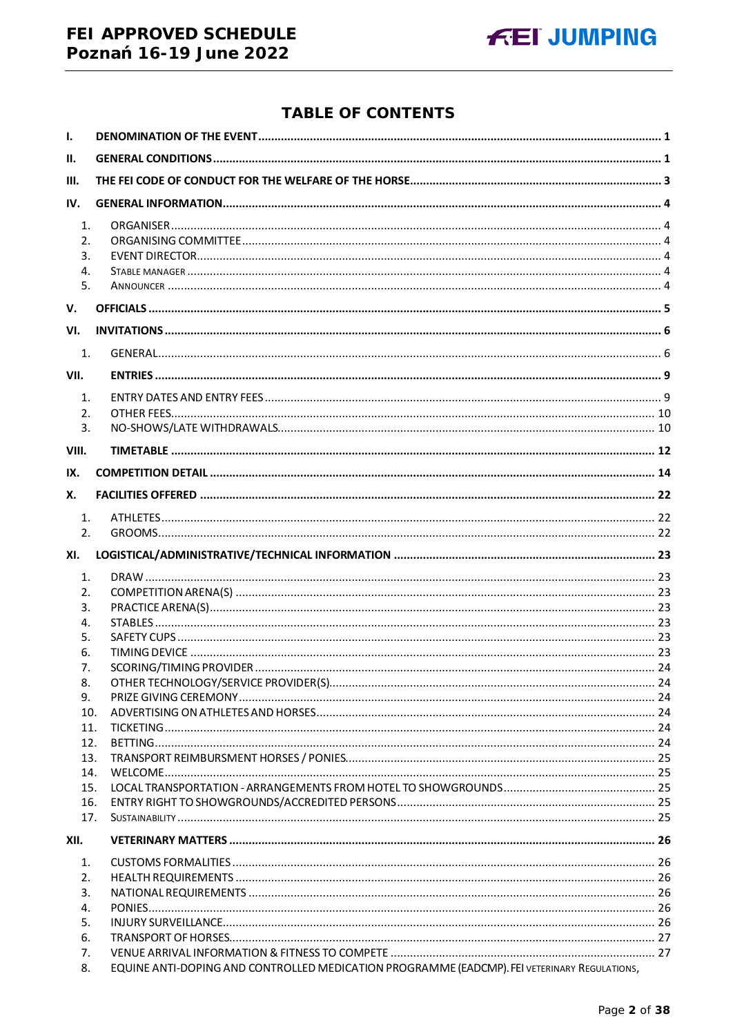## TABLE OF CONTENTS

- I. DENOMINATION OF THE EVENT ........ 1
- II. GENERAL CONDITIONS ........ 1
- III. THE FEI CODE OF CONDUCT FOR THE WELFARE OF THE HORSE ........ 3
- IV. GENERAL INFORMATION ........ 4
  1. ORGANISER ........ 4
  2. ORGANISING COMMITTEE ........ 4
  3. EVENT DIRECTOR ........ 4
  4. STABLE MANAGER ........ 4
  5. ANNOUNCER ........ 4
- V. OFFICIALS ........ 5
- VI. INVITATIONS ........ 6
  1. GENERAL ........ 6
- VII. ENTRIES ........ 9
  1. ENTRY DATES AND ENTRY FEES ........ 9
  2. OTHER FEES ........ 10
  3. NO-SHOWS/LATE WITHDRAWALS ........ 10
- VIII. TIMETABLE ........ 12
- IX. COMPETITION DETAIL ........ 14
- X. FACILITIES OFFERED ........ 22
  1. ATHLETES ........ 22
  2. GROOMS ........ 22
- XI. LOGISTICAL/ADMINISTRATIVE/TECHNICAL INFORMATION ........ 23
  1. DRAW ........ 23
  2. COMPETITION ARENA(S) ........ 23
  3. PRACTICE ARENA(S) ........ 23
  4. STABLES ........ 23
  5. SAFETY CUPS ........ 23
  6. TIMING DEVICE ........ 23
  7. SCORING/TIMING PROVIDER ........ 24
  8. OTHER TECHNOLOGY/SERVICE PROVIDER(S) ........ 24
  9. PRIZE GIVING CEREMONY ........ 24
  10. ADVERTISING ON ATHLETES AND HORSES ........ 24
  11. TICKETING ........ 24
  12. BETTING ........ 24
  13. TRANSPORT REIMBURSMENT HORSES / PONIES ........ 25
  14. WELCOME ........ 25
  15. LOCAL TRANSPORTATION - ARRANGEMENTS FROM HOTEL TO SHOWGROUNDS ........ 25
  16. ENTRY RIGHT TO SHOWGROUNDS/ACCREDITED PERSONS ........ 25
  17. SUSTAINABILITY ........ 25
- XII. VETERINARY MATTERS ........ 26
  1. CUSTOMS FORMALITIES ........ 26
  2. HEALTH REQUIREMENTS ........ 26
  3. NATIONAL REQUIREMENTS ........ 26
  4. PONIES ........ 26
  5. INJURY SURVEILLANCE ........ 26
  6. TRANSPORT OF HORSES ........ 27
  7. VENUE ARRIVAL INFORMATION & FITNESS TO COMPETE ........ 27
  8. EQUINE ANTI-DOPING AND CONTROLLED MEDICATION PROGRAMME (EADCMP). FEI VETERINARY REGULATIONS,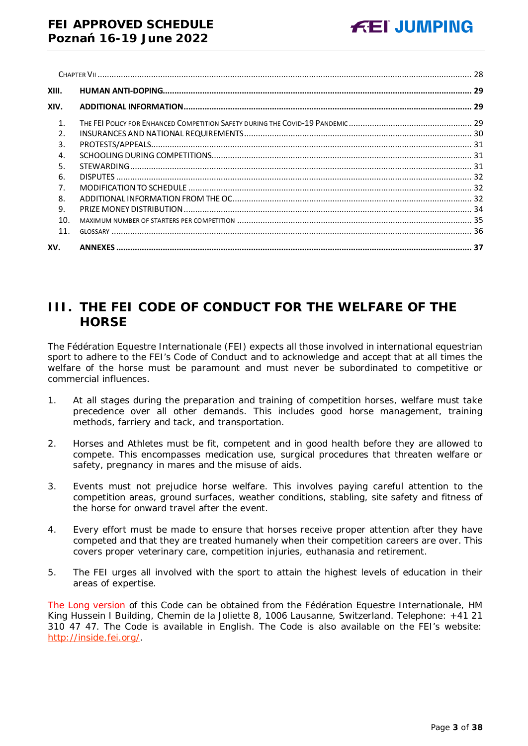| | | |
|---|---|---|
| | Chapter VII | 28 |
| **XIII.** | **HUMAN ANTI-DOPING** | **29** |
| **XIV.** | **ADDITIONAL INFORMATION** | **29** |
| 1. | The FEI Policy for Enhanced Competition Safety during the Covid-19 Pandemic | 29 |
| 2. | INSURANCES AND NATIONAL REQUIREMENTS | 30 |
| 3. | PROTESTS/APPEALS | 31 |
| 4. | SCHOOLING DURING COMPETITIONS | 31 |
| 5. | STEWARDING | 31 |
| 6. | DISPUTES | 32 |
| 7. | MODIFICATION TO SCHEDULE | 32 |
| 8. | ADDITIONAL INFORMATION FROM THE OC | 32 |
| 9. | PRIZE MONEY DISTRIBUTION | 34 |
| 10. | MAXIMUM NUMBER OF STARTERS PER COMPETITION | 35 |
| 11. | GLOSSARY | 36 |
| **XV.** | **ANNEXES** | **37** |

# III. THE FEI CODE OF CONDUCT FOR THE WELFARE OF THE HORSE

The Fédération Equestre Internationale (FEI) expects all those involved in international equestrian sport to adhere to the FEI's Code of Conduct and to acknowledge and accept that at all times the welfare of the horse must be paramount and must never be subordinated to competitive or commercial influences.

1. At all stages during the preparation and training of competition horses, welfare must take precedence over all other demands. This includes good horse management, training methods, farriery and tack, and transportation.

2. Horses and Athletes must be fit, competent and in good health before they are allowed to compete. This encompasses medication use, surgical procedures that threaten welfare or safety, pregnancy in mares and the misuse of aids.

3. Events must not prejudice horse welfare. This involves paying careful attention to the competition areas, ground surfaces, weather conditions, stabling, site safety and fitness of the horse for onward travel after the event.

4. Every effort must be made to ensure that horses receive proper attention after they have competed and that they are treated humanely when their competition careers are over. This covers proper veterinary care, competition injuries, euthanasia and retirement.

5. The FEI urges all involved with the sport to attain the highest levels of education in their areas of expertise.

The Long version of this Code can be obtained from the Fédération Equestre Internationale, HM King Hussein I Building, Chemin de la Joliette 8, 1006 Lausanne, Switzerland. Telephone: +41 21 310 47 47. The Code is available in English. The Code is also available on the FEI's website: http://inside.fei.org/.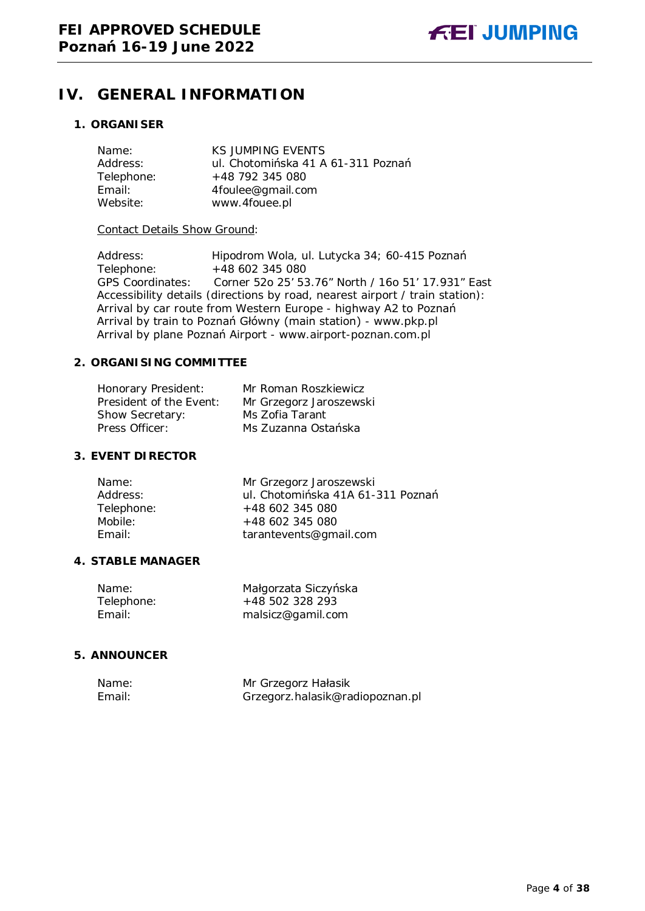# IV. GENERAL INFORMATION

## 1. ORGANISER

Name: KS JUMPING EVENTS
Address: ul. Chotomińska 41 A 61-311 Poznań
Telephone: +48 792 345 080
Email: 4foulee@gmail.com
Website: www.4fouee.pl

Contact Details Show Ground:

Address: Hipodrom Wola, ul. Lutycka 34; 60-415 Poznań
Telephone: +48 602 345 080
GPS Coordinates: Corner 52o 25' 53.76" North / 16o 51' 17.931" East
Accessibility details (directions by road, nearest airport / train station):
Arrival by car route from Western Europe - highway A2 to Poznań
Arrival by train to Poznań Główny (main station) - www.pkp.pl
Arrival by plane Poznań Airport - www.airport-poznan.com.pl

## 2. ORGANISING COMMITTEE

Honorary President: Mr Roman Roszkiewicz
President of the Event: Mr Grzegorz Jaroszewski
Show Secretary: Ms Zofia Tarant
Press Officer: Ms Zuzanna Ostańska

## 3. EVENT DIRECTOR

Name: Mr Grzegorz Jaroszewski
Address: ul. Chotomińska 41A 61-311 Poznań
Telephone: +48 602 345 080
Mobile: +48 602 345 080
Email: tarantevents@gmail.com

## 4. STABLE MANAGER

Name: Małgorzata Siczyńska
Telephone: +48 502 328 293
Email: malsicz@gamil.com

## 5. ANNOUNCER

Name: Mr Grzegorz Hałasik
Email: Grzegorz.halasik@radiopoznan.pl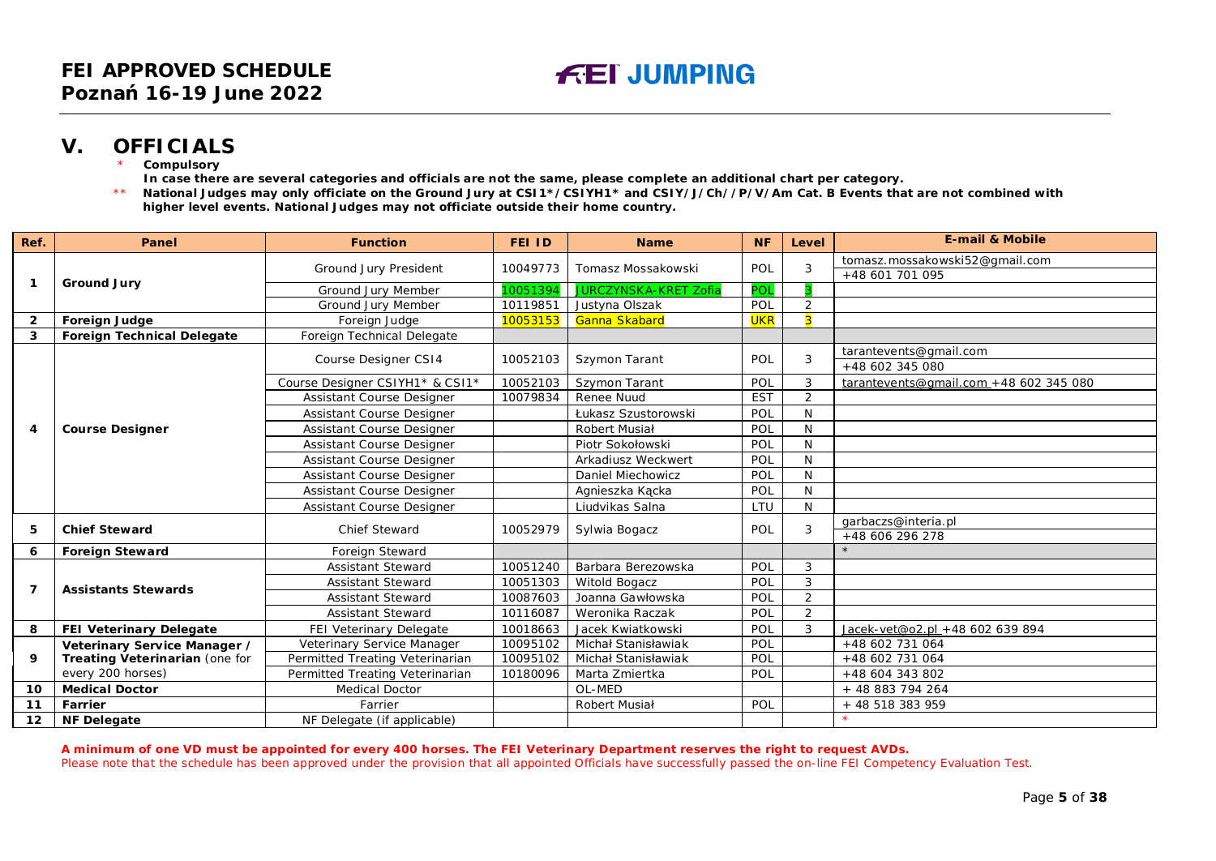# V. OFFICIALS

\* **Compulsory**
**In case there are several categories and officials are not the same, please complete an additional chart per category.**

\*\* **National Judges may only officiate on the Ground Jury at CSI1*/CSIYH1* and CSIY/J/Ch//P/V/Am Cat. B Events that are not combined with higher level events. National Judges may not officiate outside their home country.**

| Ref. | Panel | Function | FEI ID | Name | NF | Level | E-mail & Mobile |
|---|---|---|---|---|---|---|---|
| 1 | Ground Jury | Ground Jury President | 10049773 | Tomasz Mossakowski | POL | 3 | tomasz.mossakowski52@gmail.com +48 601 701 095 |
| | | Ground Jury Member | 10051394 | JURCZYNSKA-KRET Zofia | POL | 3 | |
| | | Ground Jury Member | 10119851 | Justyna Olszak | POL | 2 | |
| 2 | Foreign Judge | Foreign Judge | 10053153 | Ganna Skabard | UKR | 3 | |
| 3 | Foreign Technical Delegate | Foreign Technical Delegate | | | | | |
| 4 | Course Designer | Course Designer CSI4 | 10052103 | Szymon Tarant | POL | 3 | tarantevents@gmail.com +48 602 345 080 |
| | | Course Designer CSIYH1* & CSI1* | 10052103 | Szymon Tarant | POL | 3 | tarantevents@gmail.com +48 602 345 080 |
| | | Assistant Course Designer | 10079834 | Renee Nuud | EST | 2 | |
| | | Assistant Course Designer | | Łukasz Szustorowski | POL | N | |
| | | Assistant Course Designer | | Robert Musiał | POL | N | |
| | | Assistant Course Designer | | Piotr Sokołowski | POL | N | |
| | | Assistant Course Designer | | Arkadiusz Weckwert | POL | N | |
| | | Assistant Course Designer | | Daniel Miechowicz | POL | N | |
| | | Assistant Course Designer | | Agnieszka Kącka | POL | N | |
| | | Assistant Course Designer | | Liudvikas Salna | LTU | N | |
| 5 | Chief Steward | Chief Steward | 10052979 | Sylwia Bogacz | POL | 3 | garbaczs@interia.pl +48 606 296 278 |
| 6 | Foreign Steward | Foreign Steward | | | | | * |
| 7 | Assistants Stewards | Assistant Steward | 10051240 | Barbara Berezowska | POL | 3 | |
| | | Assistant Steward | 10051303 | Witold Bogacz | POL | 3 | |
| | | Assistant Steward | 10087603 | Joanna Gawłowska | POL | 2 | |
| | | Assistant Steward | 10116087 | Weronika Raczak | POL | 2 | |
| 8 | FEI Veterinary Delegate | FEI Veterinary Delegate | 10018663 | Jacek Kwiatkowski | POL | 3 | Jacek-vet@o2.pl +48 602 639 894 |
| 9 | Veterinary Service Manager / Treating Veterinarian (one for every 200 horses) | Veterinary Service Manager | 10095102 | Michał Stanisławiak | POL | | +48 602 731 064 |
| | | Permitted Treating Veterinarian | 10095102 | Michał Stanisławiak | POL | | +48 602 731 064 |
| | | Permitted Treating Veterinarian | 10180096 | Marta Zmiertka | POL | | +48 604 343 802 |
| 10 | Medical Doctor | Medical Doctor | | OL-MED | | | + 48 883 794 264 |
| 11 | Farrier | Farrier | | Robert Musiał | POL | | + 48 518 383 959 |
| 12 | NF Delegate | NF Delegate (if applicable) | | | | | * |

**A minimum of one VD must be appointed for every 400 horses. The FEI Veterinary Department reserves the right to request AVDs.**

Please note that the schedule has been approved under the provision that all appointed Officials have successfully passed the on-line FEI Competency Evaluation Test.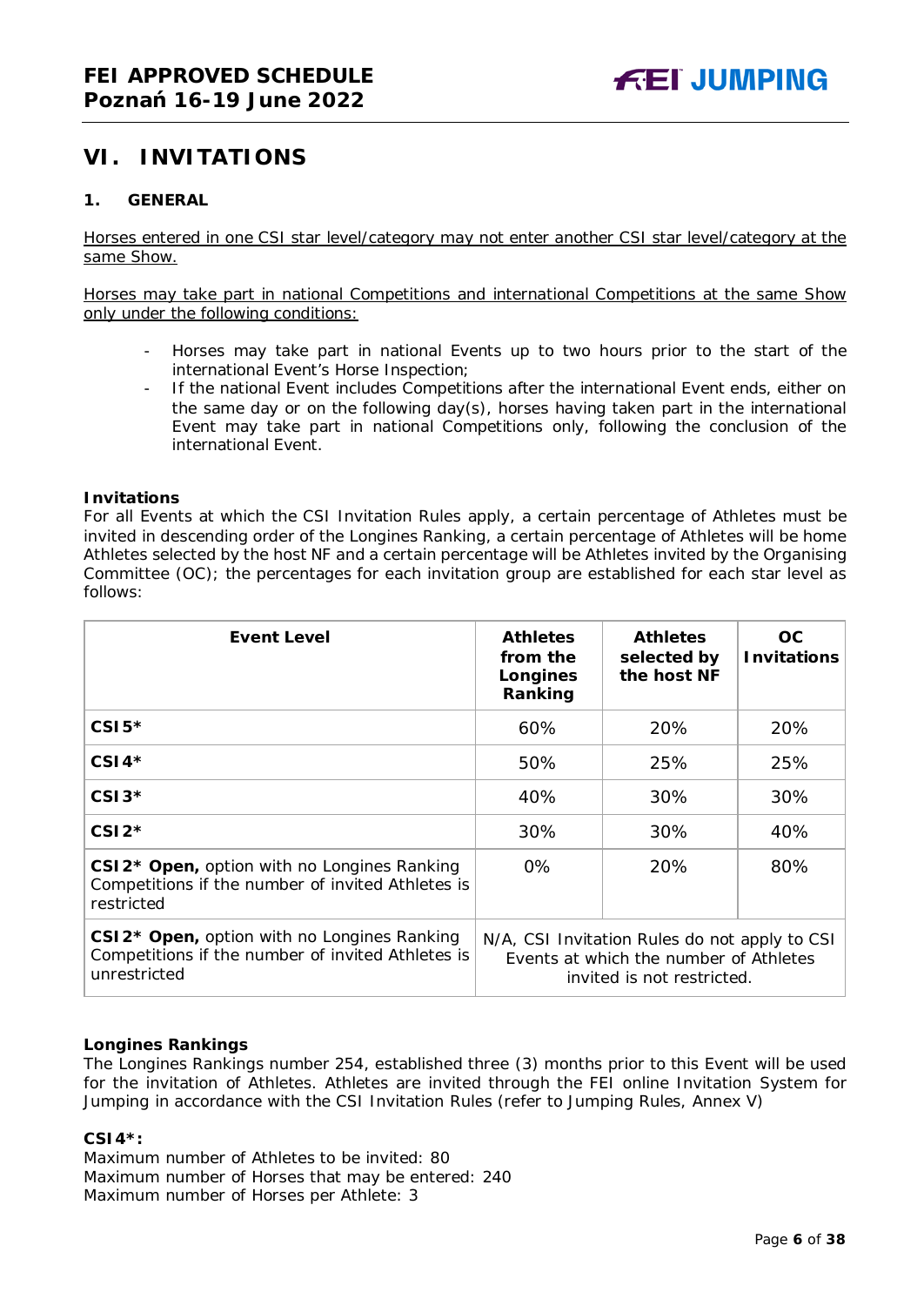## VI. INVITATIONS

### 1. GENERAL

Horses entered in one CSI star level/category may not enter another CSI star level/category at the same Show.

Horses may take part in national Competitions and international Competitions at the same Show only under the following conditions:

- Horses may take part in national Events up to two hours prior to the start of the international Event's Horse Inspection;
- If the national Event includes Competitions after the international Event ends, either on the same day or on the following day(s), horses having taken part in the international Event may take part in national Competitions only, following the conclusion of the international Event.

**Invitations**
For all Events at which the CSI Invitation Rules apply, a certain percentage of Athletes must be invited in descending order of the Longines Ranking, a certain percentage of Athletes will be home Athletes selected by the host NF and a certain percentage will be Athletes invited by the Organising Committee (OC); the percentages for each invitation group are established for each star level as follows:

| Event Level | Athletes from the Longines Ranking | Athletes selected by the host NF | OC Invitations |
|---|---|---|---|
| **CSI5*** | 60% | 20% | 20% |
| **CSI4*** | 50% | 25% | 25% |
| **CSI3*** | 40% | 30% | 30% |
| **CSI2*** | 30% | 30% | 40% |
| **CSI2* Open,** option with no Longines Ranking Competitions if the number of invited Athletes is restricted | 0% | 20% | 80% |
| **CSI2* Open,** option with no Longines Ranking Competitions if the number of invited Athletes is unrestricted | N/A, CSI Invitation Rules do not apply to CSI Events at which the number of Athletes invited is not restricted. | | |

**Longines Rankings**
The Longines Rankings number 254, established three (3) months prior to this Event will be used for the invitation of Athletes. Athletes are invited through the FEI online Invitation System for Jumping in accordance with the CSI Invitation Rules (refer to Jumping Rules, Annex V)

**CSI4*:**
Maximum number of Athletes to be invited: 80
Maximum number of Horses that may be entered: 240
Maximum number of Horses per Athlete: 3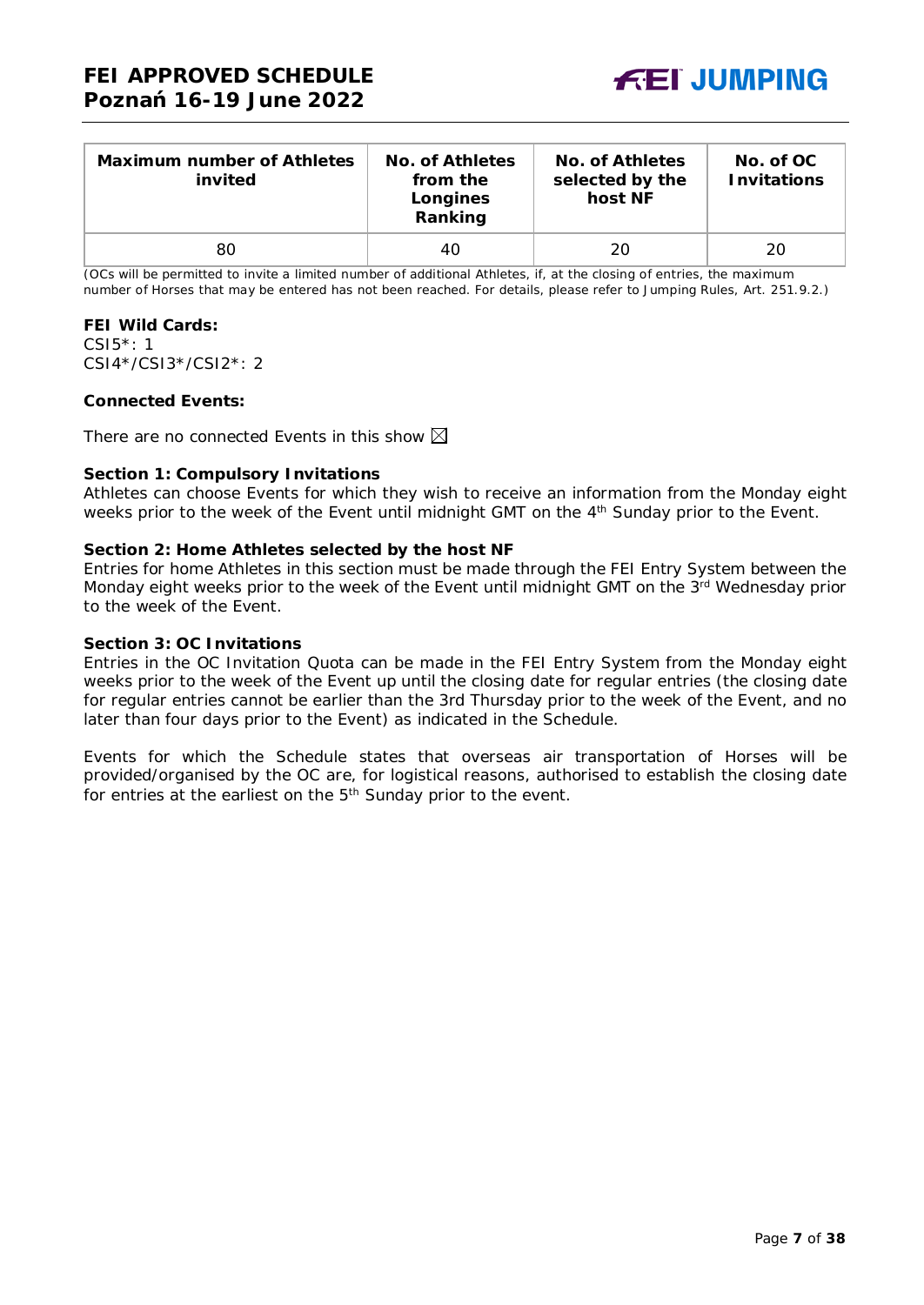| Maximum number of Athletes invited | No. of Athletes from the Longines Ranking | No. of Athletes selected by the host NF | No. of OC Invitations |
|---|---|---|---|
| 80 | 40 | 20 | 20 |

*(OCs will be permitted to invite a limited number of additional Athletes, if, at the closing of entries, the maximum number of Horses that may be entered has not been reached. For details, please refer to Jumping Rules, Art. 251.9.2.)*

**FEI Wild Cards:**
CSI5*: 1
CSI4*/CSI3*/CSI2*: 2

**Connected Events:**

There are no connected Events in this show ☒

**Section 1: Compulsory Invitations**
Athletes can choose Events for which they wish to receive an information from the Monday eight weeks prior to the week of the Event until midnight GMT on the 4th Sunday prior to the Event.

**Section 2: Home Athletes selected by the host NF**
Entries for home Athletes in this section must be made through the FEI Entry System between the Monday eight weeks prior to the week of the Event until midnight GMT on the 3rd Wednesday prior to the week of the Event.

**Section 3: OC Invitations**
Entries in the OC Invitation Quota can be made in the FEI Entry System from the Monday eight weeks prior to the week of the Event up until the closing date for regular entries (the closing date for regular entries cannot be earlier than the 3rd Thursday prior to the week of the Event, and no later than four days prior to the Event) as indicated in the Schedule.

Events for which the Schedule states that overseas air transportation of Horses will be provided/organised by the OC are, for logistical reasons, authorised to establish the closing date for entries at the earliest on the 5th Sunday prior to the event.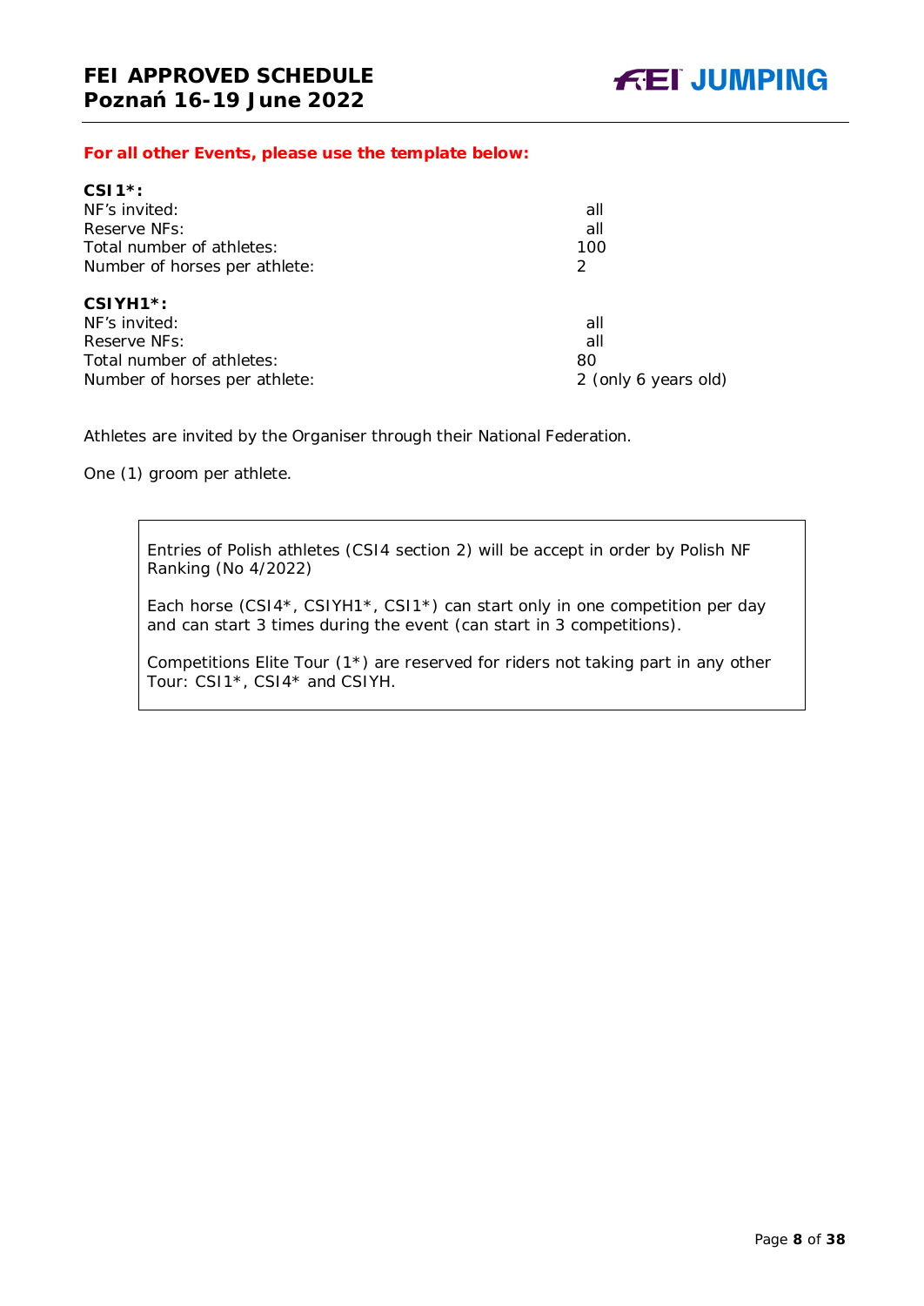**For all other Events, please use the template below:**

**CSI1*:**

| | |
|---|---|
| NF's invited: | all |
| Reserve NFs: | all |
| Total number of athletes: | 100 |
| Number of horses per athlete: | 2 |

**CSIYH1*:**

| | |
|---|---|
| NF's invited: | all |
| Reserve NFs: | all |
| Total number of athletes: | 80 |
| Number of horses per athlete: | 2 (only 6 years old) |

Athletes are invited by the Organiser through their National Federation.

One (1) groom per athlete.

> Entries of Polish athletes (CSI4 section 2) will be accept in order by Polish NF Ranking (No 4/2022)
>
> Each horse (CSI4*, CSIYH1*, CSI1*) can start only in one competition per day and can start 3 times during the event (can start in 3 competitions).
>
> Competitions Elite Tour (1*) are reserved for riders not taking part in any other Tour: CSI1*, CSI4* and CSIYH.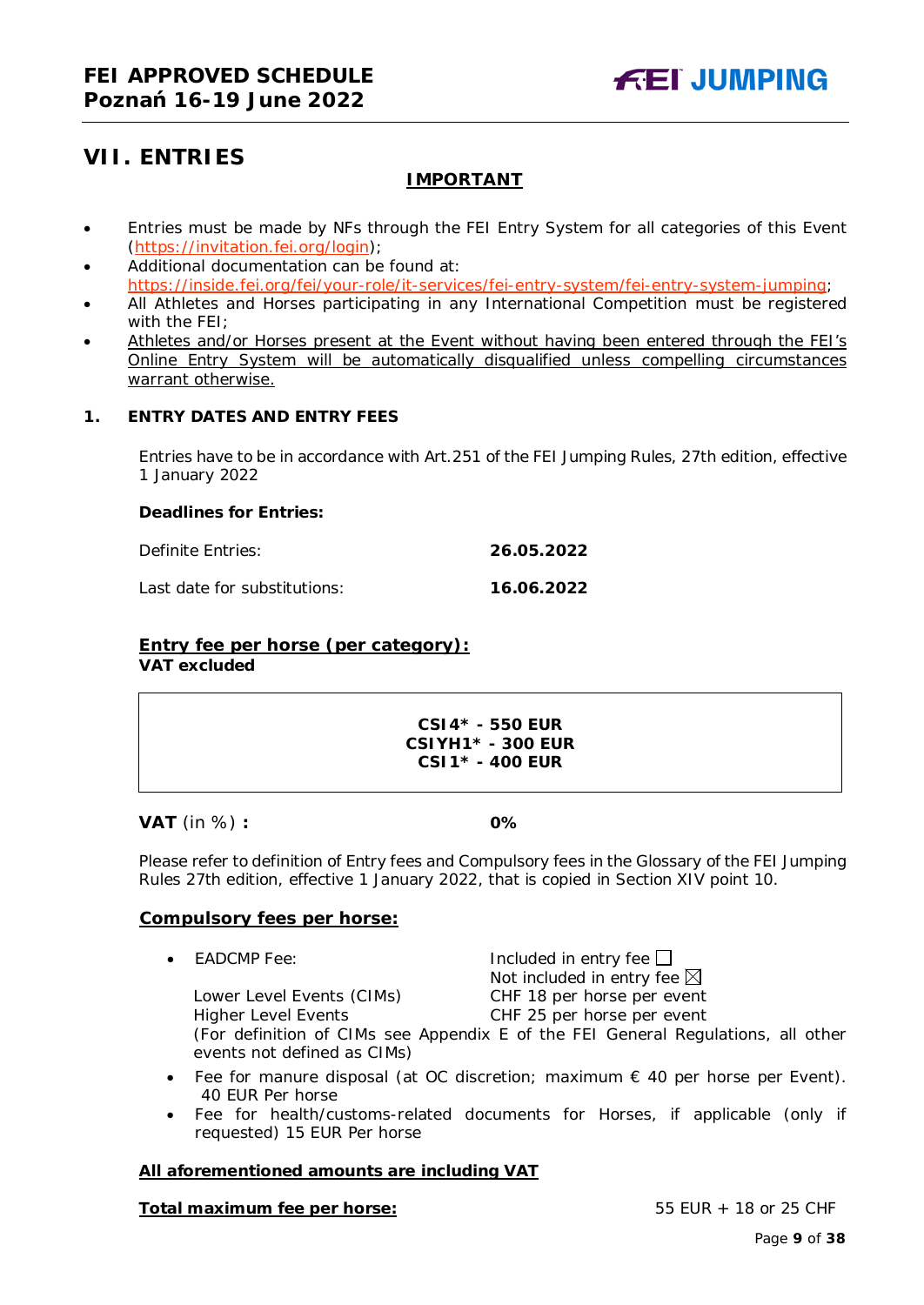# VII. ENTRIES

**IMPORTANT**

- Entries must be made by NFs through the FEI Entry System for all categories of this Event (https://invitation.fei.org/login);
- Additional documentation can be found at: https://inside.fei.org/fei/your-role/it-services/fei-entry-system/fei-entry-system-jumping;
- All Athletes and Horses participating in any International Competition must be registered with the FEI;
- Athletes and/or Horses present at the Event without having been entered through the FEI's Online Entry System will be automatically disqualified unless compelling circumstances warrant otherwise.

## 1. ENTRY DATES AND ENTRY FEES

Entries have to be in accordance with Art.251 of the FEI Jumping Rules, 27th edition, effective 1 January 2022

**Deadlines for Entries:**

| | |
|---|---|
| Definite Entries: | **26.05.2022** |
| Last date for substitutions: | **16.06.2022** |

**Entry fee per horse (per category):**
**VAT excluded**

**CSI4* - 550 EUR**
**CSIYH1* - 300 EUR**
**CSI1* - 400 EUR**

**VAT** (in %) **:** **0%**

Please refer to definition of Entry fees and Compulsory fees in the Glossary of the FEI Jumping Rules 27th edition, effective 1 January 2022, that is copied in Section XIV point 10.

**Compulsory fees per horse:**

- EADCMP Fee: Included in entry fee ☐ / Not included in entry fee ☒
  Lower Level Events (CIMs) — CHF 18 per horse per event
  Higher Level Events — CHF 25 per horse per event
  (For definition of CIMs see Appendix E of the FEI General Regulations, all other events not defined as CIMs)
- Fee for manure disposal (at OC discretion; maximum € 40 per horse per Event). 40 EUR Per horse
- Fee for health/customs-related documents for Horses, if applicable (only if requested) 15 EUR Per horse

**All aforementioned amounts are including VAT**

**Total maximum fee per horse:** 55 EUR + 18 or 25 CHF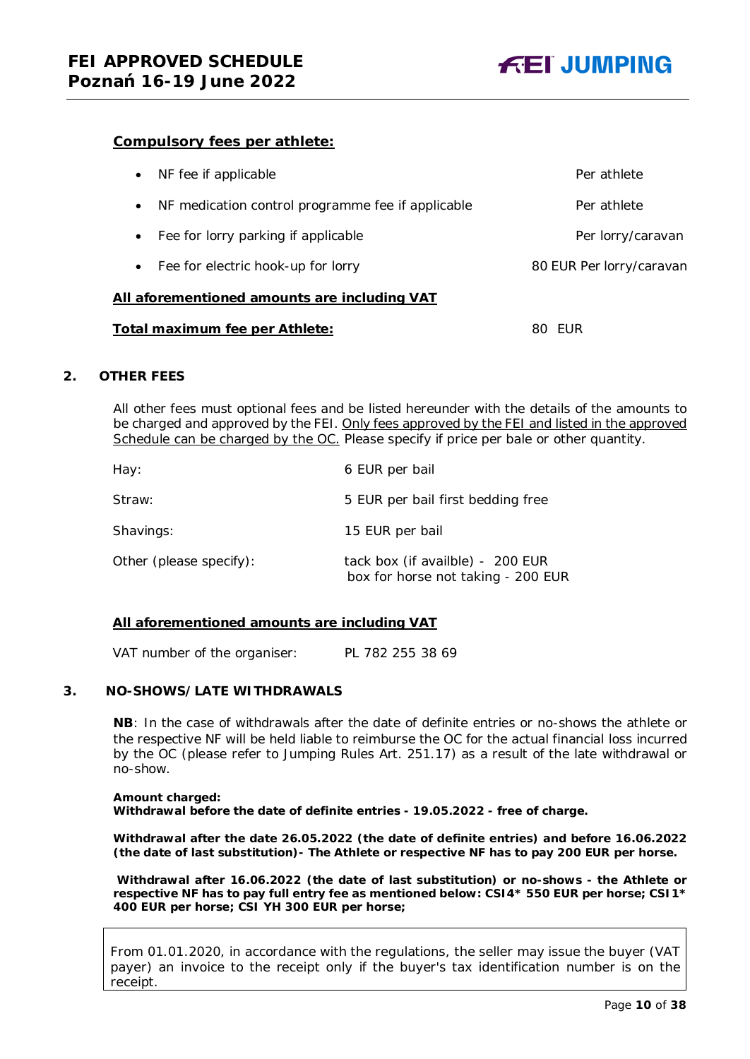**Compulsory fees per athlete:**

| | |
|---|---|
| • NF fee if applicable | Per athlete |
| • NF medication control programme fee if applicable | Per athlete |
| • Fee for lorry parking if applicable | Per lorry/caravan |
| • Fee for electric hook-up for lorry | 80 EUR Per lorry/caravan |

**All aforementioned amounts are including VAT**

**Total maximum fee per Athlete:** 80 EUR

## 2. OTHER FEES

All other fees must optional fees and be listed hereunder with the details of the amounts to be charged and approved by the FEI. Only fees approved by the FEI and listed in the approved Schedule can be charged by the OC. Please specify if price per bale or other quantity.

| | |
|---|---|
| Hay: | 6 EUR per bail |
| Straw: | 5 EUR per bail first bedding free |
| Shavings: | 15 EUR per bail |
| Other (please specify): | tack box (if availble) - 200 EUR<br>box for horse not taking - 200 EUR |

**All aforementioned amounts are including VAT**

VAT number of the organiser: PL 782 255 38 69

## 3. NO-SHOWS/LATE WITHDRAWALS

**NB**: In the case of withdrawals after the date of definite entries or no-shows the athlete or the respective NF will be held liable to reimburse the OC for the actual financial loss incurred by the OC (please refer to Jumping Rules Art. 251.17) as a result of the late withdrawal or no-show.

**Amount charged:**
**Withdrawal before the date of definite entries - 19.05.2022 - free of charge.**

**Withdrawal after the date 26.05.2022 (the date of definite entries) and before 16.06.2022 (the date of last substitution)- The Athlete or respective NF has to pay 200 EUR per horse.**

**Withdrawal after 16.06.2022 (the date of last substitution) or no-shows - the Athlete or respective NF has to pay full entry fee as mentioned below: CSI4* 550 EUR per horse; CSI1* 400 EUR per horse; CSI YH 300 EUR per horse;**

From 01.01.2020, in accordance with the regulations, the seller may issue the buyer (VAT payer) an invoice to the receipt only if the buyer's tax identification number is on the receipt.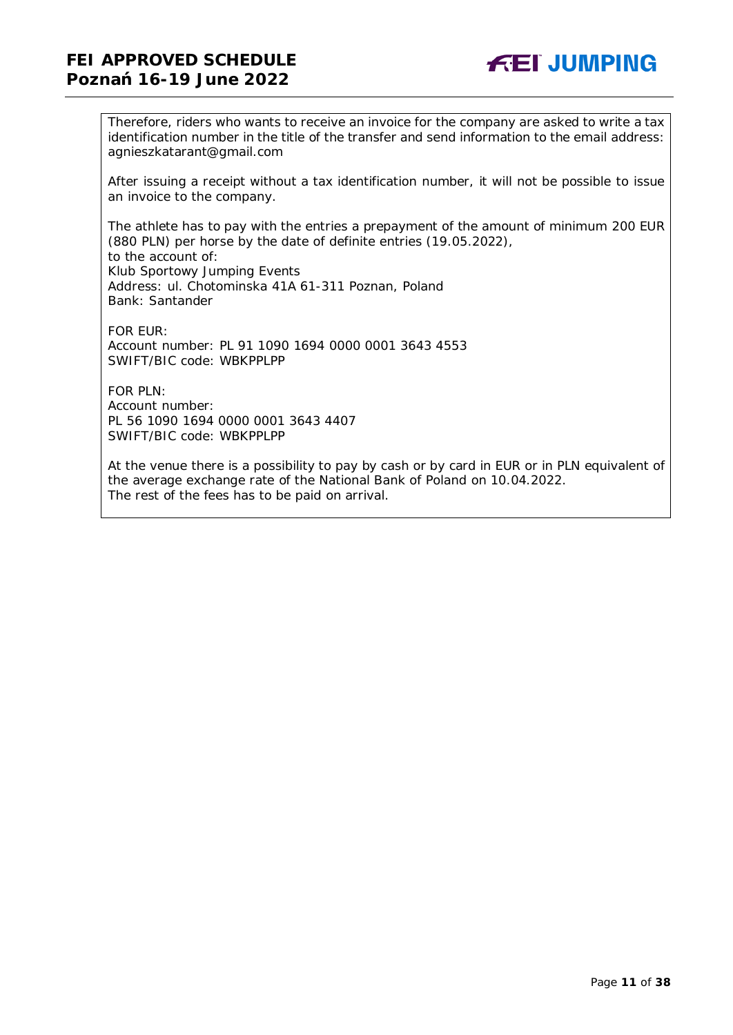Therefore, riders who wants to receive an invoice for the company are asked to write a tax identification number in the title of the transfer and send information to the email address: agnieszkatarant@gmail.com

After issuing a receipt without a tax identification number, it will not be possible to issue an invoice to the company.

The athlete has to pay with the entries a prepayment of the amount of minimum 200 EUR (880 PLN) per horse by the date of definite entries (19.05.2022),
to the account of:
Klub Sportowy Jumping Events
Address: ul. Chotominska 41A 61-311 Poznan, Poland
Bank: Santander

FOR EUR:
Account number: PL 91 1090 1694 0000 0001 3643 4553
SWIFT/BIC code: WBKPPLPP

FOR PLN:
Account number:
PL 56 1090 1694 0000 0001 3643 4407
SWIFT/BIC code: WBKPPLPP

At the venue there is a possibility to pay by cash or by card in EUR or in PLN equivalent of the average exchange rate of the National Bank of Poland on 10.04.2022.
The rest of the fees has to be paid on arrival.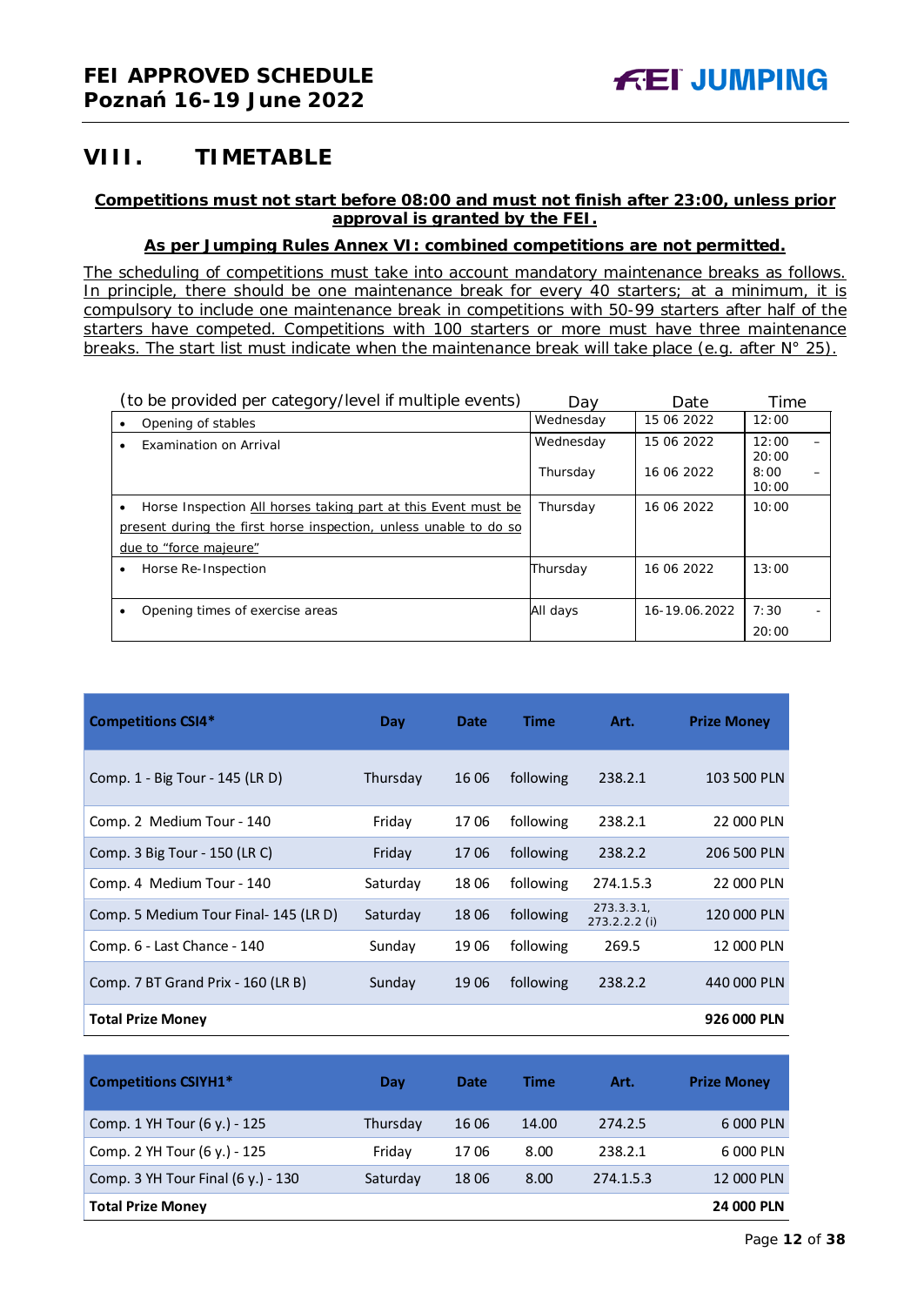## VIII. TIMETABLE

**Competitions must not start before 08:00 and must not finish after 23:00, unless prior approval is granted by the FEI.**

**As per Jumping Rules Annex VI: combined competitions are not permitted.**

The scheduling of competitions must take into account mandatory maintenance breaks as follows. In principle, there should be one maintenance break for every 40 starters; at a minimum, it is compulsory to include one maintenance break in competitions with 50-99 starters after half of the starters have competed. Competitions with 100 starters or more must have three maintenance breaks. The start list must indicate when the maintenance break will take place (e.g. after N° 25).

| (to be provided per category/level if multiple events) | Day | Date | Time |
|---|---|---|---|
| • Opening of stables | Wednesday | 15 06 2022 | 12:00 |
| • Examination on Arrival | Wednesday<br>Thursday | 15 06 2022<br>16 06 2022 | 12:00 – 20:00<br>8:00 – 10:00 |
| • Horse Inspection All horses taking part at this Event must be present during the first horse inspection, unless unable to do so due to "force majeure" | Thursday | 16 06 2022 | 10:00 |
| • Horse Re-Inspection | Thursday | 16 06 2022 | 13:00 |
| • Opening times of exercise areas | All days | 16-19.06.2022 | 7:30 - 20:00 |

| Competitions CSI4* | Day | Date | Time | Art. | Prize Money |
|---|---|---|---|---|---|
| Comp. 1 - Big Tour - 145 (LR D) | Thursday | 16 06 | following | 238.2.1 | 103 500 PLN |
| Comp. 2 Medium Tour - 140 | Friday | 17 06 | following | 238.2.1 | 22 000 PLN |
| Comp. 3 Big Tour - 150 (LR C) | Friday | 17 06 | following | 238.2.2 | 206 500 PLN |
| Comp. 4 Medium Tour - 140 | Saturday | 18 06 | following | 274.1.5.3 | 22 000 PLN |
| Comp. 5 Medium Tour Final- 145 (LR D) | Saturday | 18 06 | following | 273.3.3.1, 273.2.2.2 (i) | 120 000 PLN |
| Comp. 6 - Last Chance - 140 | Sunday | 19 06 | following | 269.5 | 12 000 PLN |
| Comp. 7 BT Grand Prix - 160 (LR B) | Sunday | 19 06 | following | 238.2.2 | 440 000 PLN |
| **Total Prize Money** | | | | | **926 000 PLN** |

| Competitions CSIYH1* | Day | Date | Time | Art. | Prize Money |
|---|---|---|---|---|---|
| Comp. 1 YH Tour (6 y.) - 125 | Thursday | 16 06 | 14.00 | 274.2.5 | 6 000 PLN |
| Comp. 2 YH Tour (6 y.) - 125 | Friday | 17 06 | 8.00 | 238.2.1 | 6 000 PLN |
| Comp. 3 YH Tour Final (6 y.) - 130 | Saturday | 18 06 | 8.00 | 274.1.5.3 | 12 000 PLN |
| **Total Prize Money** | | | | | **24 000 PLN** |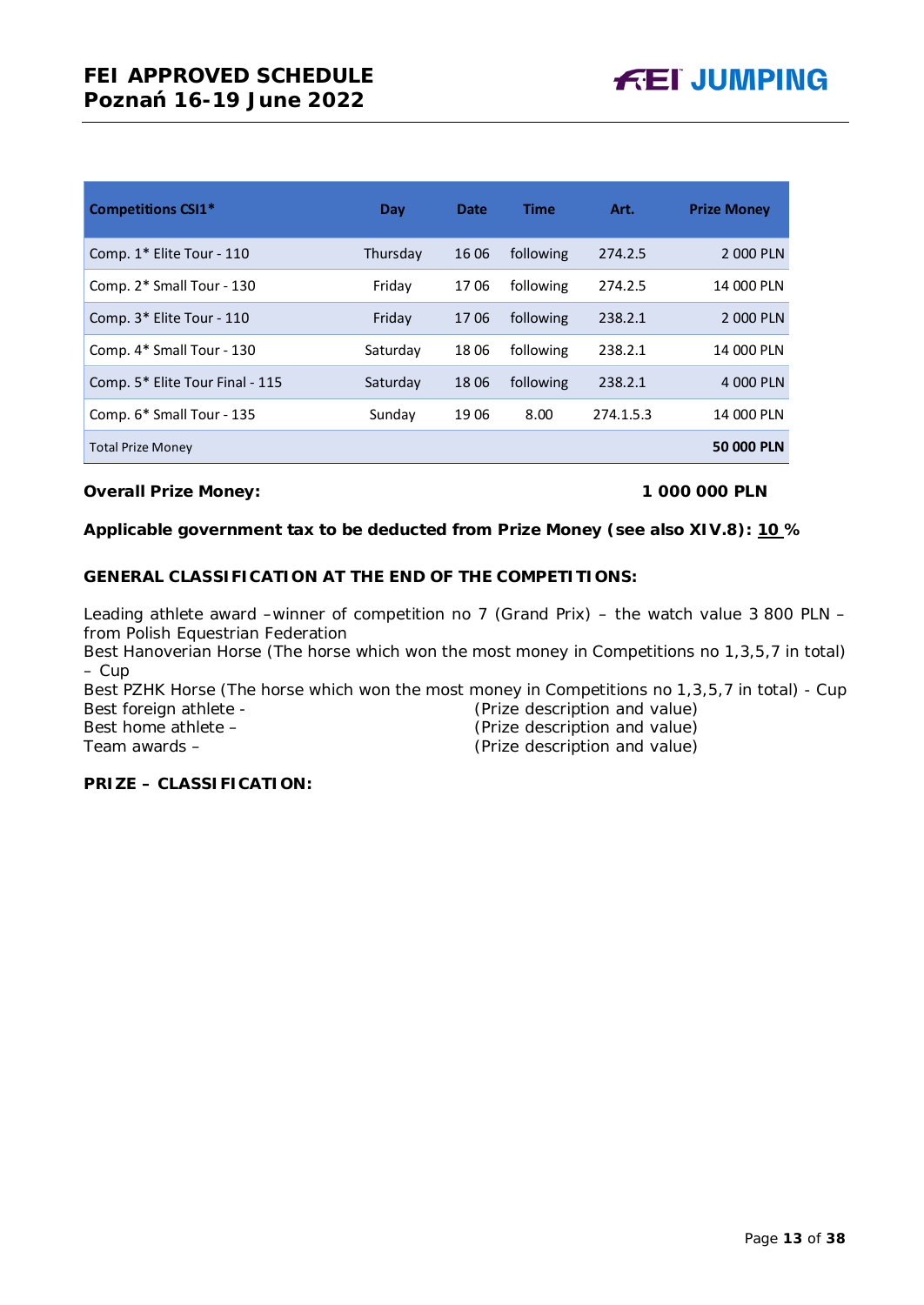| Competitions CSI1* | Day | Date | Time | Art. | Prize Money |
|---|---|---|---|---|---|
| Comp. 1* Elite Tour - 110 | Thursday | 16 06 | following | 274.2.5 | 2 000 PLN |
| Comp. 2* Small Tour - 130 | Friday | 17 06 | following | 274.2.5 | 14 000 PLN |
| Comp. 3* Elite Tour - 110 | Friday | 17 06 | following | 238.2.1 | 2 000 PLN |
| Comp. 4* Small Tour - 130 | Saturday | 18 06 | following | 238.2.1 | 14 000 PLN |
| Comp. 5* Elite Tour Final - 115 | Saturday | 18 06 | following | 238.2.1 | 4 000 PLN |
| Comp. 6* Small Tour - 135 | Sunday | 19 06 | 8.00 | 274.1.5.3 | 14 000 PLN |
| Total Prize Money | | | | | **50 000 PLN** |

**Overall Prize Money:** **1 000 000 PLN**

**Applicable government tax to be deducted from Prize Money (see also XIV.8): 10 %**

**GENERAL CLASSIFICATION AT THE END OF THE COMPETITIONS:**

Leading athlete award –winner of competition no 7 (Grand Prix) – the watch value 3 800 PLN – from Polish Equestrian Federation
Best Hanoverian Horse (The horse which won the most money in Competitions no 1,3,5,7 in total) – Cup
Best PZHK Horse (The horse which won the most money in Competitions no 1,3,5,7 in total) - Cup
Best foreign athlete - (Prize description and value)
Best home athlete – (Prize description and value)
Team awards – (Prize description and value)

**PRIZE – CLASSIFICATION:**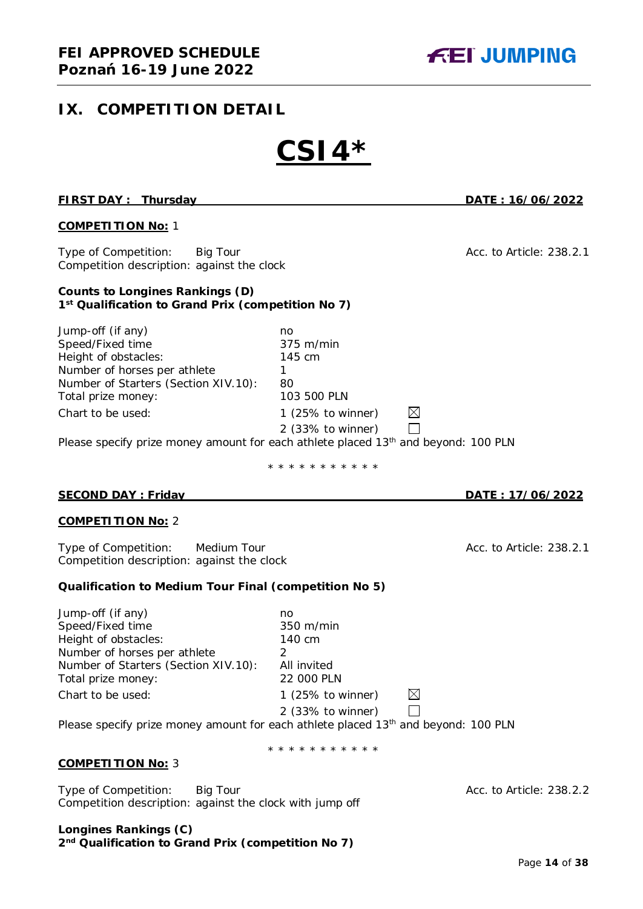## IX. COMPETITION DETAIL

# CSI4*

**FIRST DAY : Thursday** **DATE : 16/06/2022**

**COMPETITION No:** 1

Type of Competition: Big Tour  
Competition description: against the clock  
Acc. to Article: 238.2.1

**Counts to Longines Rankings (D)**  
**1st Qualification to Grand Prix (competition No 7)**

| | |
|---|---|
| Jump-off (if any) | no |
| Speed/Fixed time | 375 m/min |
| Height of obstacles: | 145 cm |
| Number of horses per athlete | 1 |
| Number of Starters (Section XIV.10): | 80 |
| Total prize money: | 103 500 PLN |
| Chart to be used: | 1 (25% to winner) ☒ |
| | 2 (33% to winner) ☐ |

Please specify prize money amount for each athlete placed 13th and beyond: 100 PLN

\* \* \* \* \* \* \* \* \* \* \*

**SECOND DAY : Friday** **DATE : 17/06/2022**

**COMPETITION No:** 2

Type of Competition: Medium Tour  
Competition description: against the clock  
Acc. to Article: 238.2.1

**Qualification to Medium Tour Final (competition No 5)**

| | |
|---|---|
| Jump-off (if any) | no |
| Speed/Fixed time | 350 m/min |
| Height of obstacles: | 140 cm |
| Number of horses per athlete | 2 |
| Number of Starters (Section XIV.10): | All invited |
| Total prize money: | 22 000 PLN |
| Chart to be used: | 1 (25% to winner) ☒ |
| | 2 (33% to winner) ☐ |

Please specify prize money amount for each athlete placed 13th and beyond: 100 PLN

\* \* \* \* \* \* \* \* \* \* \*

**COMPETITION No:** 3

Type of Competition: Big Tour  
Competition description: against the clock with jump off  
Acc. to Article: 238.2.2

**Longines Rankings (C)**  
**2nd Qualification to Grand Prix (competition No 7)**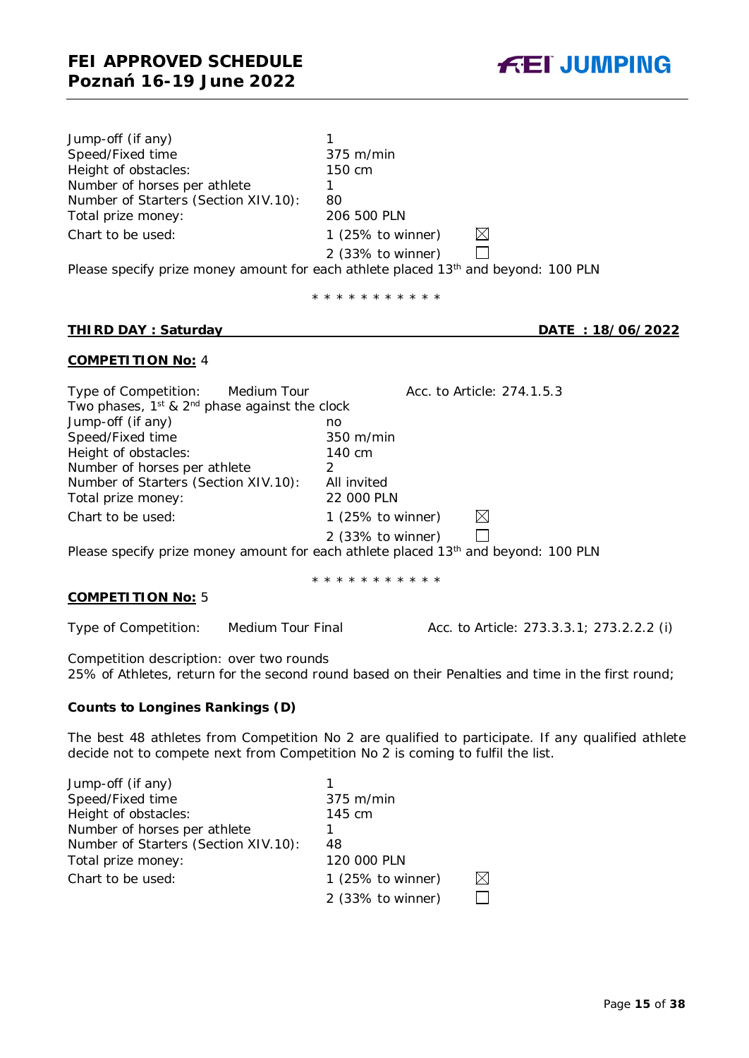| | | |
|---|---|---|
| Jump-off (if any) | 1 | |
| Speed/Fixed time | 375 m/min | |
| Height of obstacles: | 150 cm | |
| Number of horses per athlete | 1 | |
| Number of Starters (Section XIV.10): | 80 | |
| Total prize money: | 206 500 PLN | |
| Chart to be used: | 1 (25% to winner) | ☒ |
| | 2 (33% to winner) | ☐ |

Please specify prize money amount for each athlete placed 13th and beyond: 100 PLN

\* \* \* \* \* \* \* \* \* \* \*

**THIRD DAY : Saturday** **DATE : 18/06/2022**

**COMPETITION No:** 4

Type of Competition: Medium Tour Acc. to Article: 274.1.5.3
Two phases, 1st & 2nd phase against the clock

| | | |
|---|---|---|
| Jump-off (if any) | no | |
| Speed/Fixed time | 350 m/min | |
| Height of obstacles: | 140 cm | |
| Number of horses per athlete | 2 | |
| Number of Starters (Section XIV.10): | All invited | |
| Total prize money: | 22 000 PLN | |
| Chart to be used: | 1 (25% to winner) | ☒ |
| | 2 (33% to winner) | ☐ |

Please specify prize money amount for each athlete placed 13th and beyond: 100 PLN

\* \* \* \* \* \* \* \* \* \* \*

**COMPETITION No:** 5

Type of Competition: Medium Tour Final Acc. to Article: 273.3.3.1; 273.2.2.2 (i)

Competition description: over two rounds
25% of Athletes, return for the second round based on their Penalties and time in the first round;

**Counts to Longines Rankings (D)**

The best 48 athletes from Competition No 2 are qualified to participate. If any qualified athlete decide not to compete next from Competition No 2 is coming to fulfil the list.

| | | |
|---|---|---|
| Jump-off (if any) | 1 | |
| Speed/Fixed time | 375 m/min | |
| Height of obstacles: | 145 cm | |
| Number of horses per athlete | 1 | |
| Number of Starters (Section XIV.10): | 48 | |
| Total prize money: | 120 000 PLN | |
| Chart to be used: | 1 (25% to winner) | ☒ |
| | 2 (33% to winner) | ☐ |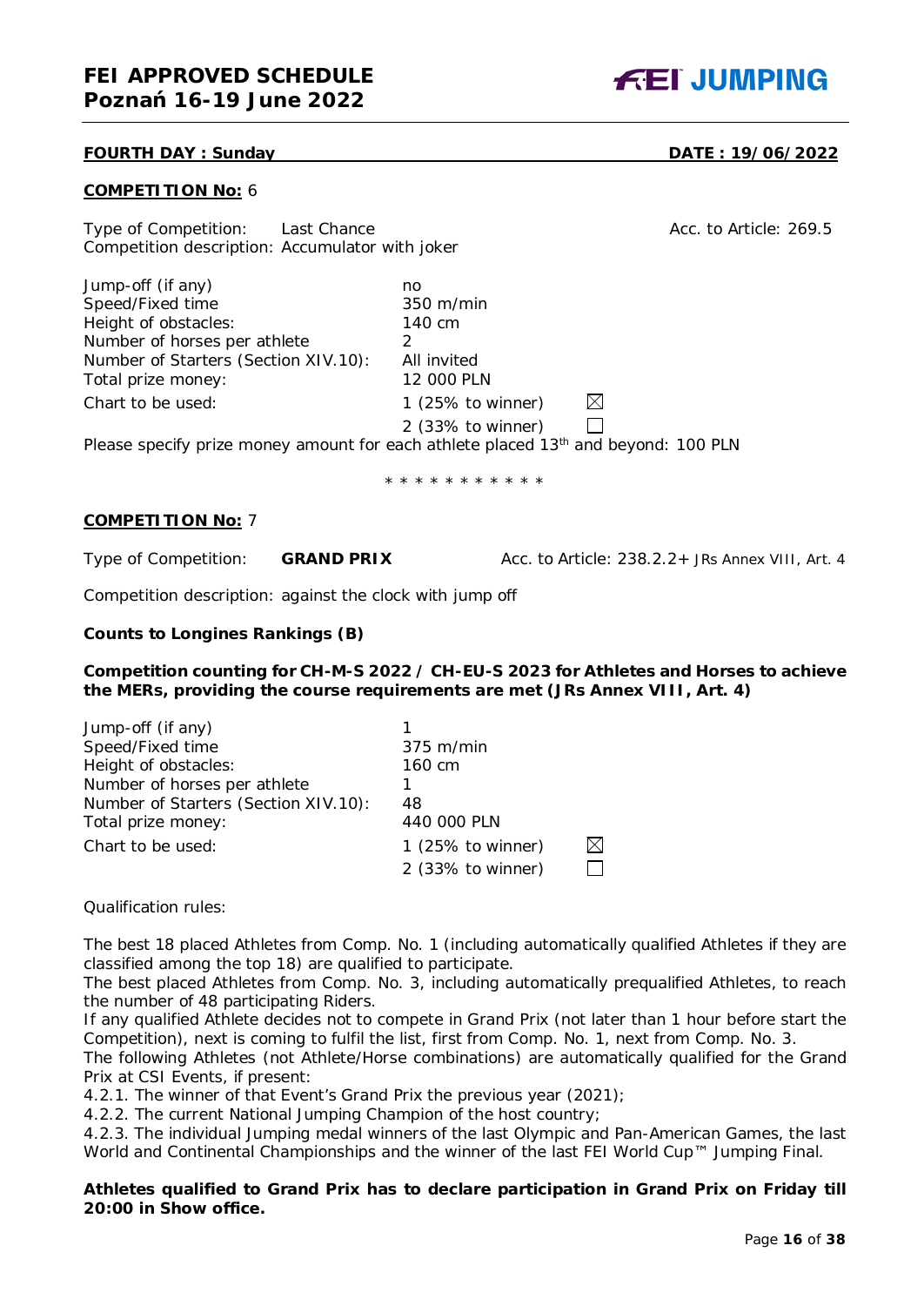**FOURTH DAY : Sunday** **DATE : 19/06/2022**

**COMPETITION No:** 6

Type of Competition: Last Chance Acc. to Article: 269.5
Competition description: Accumulator with joker

| | | |
|---|---|---|
| Jump-off (if any) | no | |
| Speed/Fixed time | 350 m/min | |
| Height of obstacles: | 140 cm | |
| Number of horses per athlete | 2 | |
| Number of Starters (Section XIV.10): | All invited | |
| Total prize money: | 12 000 PLN | |
| Chart to be used: | 1 (25% to winner) | ☒ |
| | 2 (33% to winner) | ☐ |

Please specify prize money amount for each athlete placed 13th and beyond: 100 PLN

* * * * * * * * * * *

**COMPETITION No:** 7

Type of Competition: **GRAND PRIX** Acc. to Article: 238.2.2+ JRs Annex VIII, Art. 4

Competition description: against the clock with jump off

**Counts to Longines Rankings (B)**

**Competition counting for CH-M-S 2022 / CH-EU-S 2023 for Athletes and Horses to achieve the MERs, providing the course requirements are met (JRs Annex VIII, Art. 4)**

| | | |
|---|---|---|
| Jump-off (if any) | 1 | |
| Speed/Fixed time | 375 m/min | |
| Height of obstacles: | 160 cm | |
| Number of horses per athlete | 1 | |
| Number of Starters (Section XIV.10): | 48 | |
| Total prize money: | 440 000 PLN | |
| Chart to be used: | 1 (25% to winner) | ☒ |
| | 2 (33% to winner) | ☐ |

Qualification rules:

The best 18 placed Athletes from Comp. No. 1 (including automatically qualified Athletes if they are classified among the top 18) are qualified to participate.
The best placed Athletes from Comp. No. 3, including automatically prequalified Athletes, to reach the number of 48 participating Riders.
If any qualified Athlete decides not to compete in Grand Prix (not later than 1 hour before start the Competition), next is coming to fulfil the list, first from Comp. No. 1, next from Comp. No. 3.
The following Athletes (not Athlete/Horse combinations) are automatically qualified for the Grand Prix at CSI Events, if present:
4.2.1. The winner of that Event's Grand Prix the previous year (2021);
4.2.2. The current National Jumping Champion of the host country;
4.2.3. The individual Jumping medal winners of the last Olympic and Pan-American Games, the last World and Continental Championships and the winner of the last FEI World Cup™ Jumping Final.

**Athletes qualified to Grand Prix has to declare participation in Grand Prix on Friday till 20:00 in Show office.**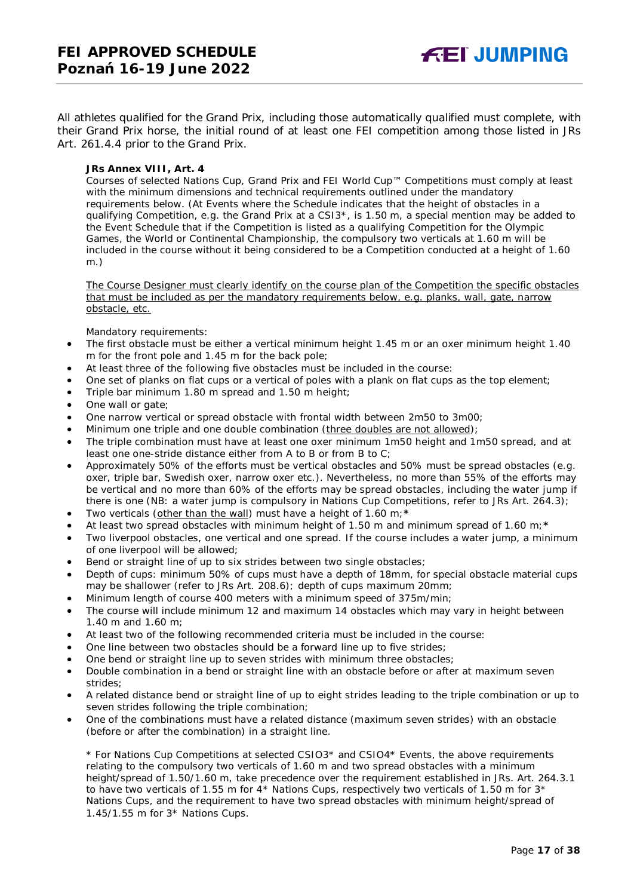All athletes qualified for the Grand Prix, including those automatically qualified must complete, with their Grand Prix horse, the initial round of at least one FEI competition among those listed in JRs Art. 261.4.4 prior to the Grand Prix.

**JRs Annex VIII, Art. 4**

Courses of selected Nations Cup, Grand Prix and FEI World Cup™ Competitions must comply at least with the minimum dimensions and technical requirements outlined under the mandatory requirements below. (At Events where the Schedule indicates that the height of obstacles in a qualifying Competition, e.g. the Grand Prix at a CSI3*, is 1.50 m, a special mention may be added to the Event Schedule that if the Competition is listed as a qualifying Competition for the Olympic Games, the World or Continental Championship, the compulsory two verticals at 1.60 m will be included in the course without it being considered to be a Competition conducted at a height of 1.60 m.)

<u>The Course Designer must clearly identify on the course plan of the Competition the specific obstacles that must be included as per the mandatory requirements below, e.g. planks, wall, gate, narrow obstacle, etc.</u>

Mandatory requirements:

- The first obstacle must be either a vertical minimum height 1.45 m or an oxer minimum height 1.40 m for the front pole and 1.45 m for the back pole;
- At least three of the following five obstacles must be included in the course:
- One set of planks on flat cups or a vertical of poles with a plank on flat cups as the top element;
- Triple bar minimum 1.80 m spread and 1.50 m height;
- One wall or gate;
- One narrow vertical or spread obstacle with frontal width between 2m50 to 3m00;
- Minimum one triple and one double combination (<u>three doubles are not allowed</u>);
- The triple combination must have at least one oxer minimum 1m50 height and 1m50 spread, and at least one one-stride distance either from A to B or from B to C;
- Approximately 50% of the efforts must be vertical obstacles and 50% must be spread obstacles (e.g. oxer, triple bar, Swedish oxer, narrow oxer etc.). Nevertheless, no more than 55% of the efforts may be vertical and no more than 60% of the efforts may be spread obstacles, including the water jump if there is one (NB: a water jump is compulsory in Nations Cup Competitions, refer to JRs Art. 264.3);
- Two verticals (<u>other than the wall</u>) must have a height of 1.60 m;**\***
- At least two spread obstacles with minimum height of 1.50 m and minimum spread of 1.60 m;**\***
- Two liverpool obstacles, one vertical and one spread. If the course includes a water jump, a minimum of one liverpool will be allowed;
- Bend or straight line of up to six strides between two single obstacles;
- Depth of cups: minimum 50% of cups must have a depth of 18mm, for special obstacle material cups may be shallower (refer to JRs Art. 208.6); depth of cups maximum 20mm;
- Minimum length of course 400 meters with a minimum speed of 375m/min;
- The course will include minimum 12 and maximum 14 obstacles which may vary in height between 1.40 m and 1.60 m;
- At least two of the following recommended criteria must be included in the course:
- One line between two obstacles should be a forward line up to five strides;
- One bend or straight line up to seven strides with minimum three obstacles;
- Double combination in a bend or straight line with an obstacle before or after at maximum seven strides;
- A related distance bend or straight line of up to eight strides leading to the triple combination or up to seven strides following the triple combination;
- One of the combinations must have a related distance (maximum seven strides) with an obstacle (before or after the combination) in a straight line.

\* For Nations Cup Competitions at selected CSIO3* and CSIO4* Events, the above requirements relating to the compulsory two verticals of 1.60 m and two spread obstacles with a minimum height/spread of 1.50/1.60 m, take precedence over the requirement established in JRs. Art. 264.3.1 to have two verticals of 1.55 m for 4* Nations Cups, respectively two verticals of 1.50 m for 3* Nations Cups, and the requirement to have two spread obstacles with minimum height/spread of 1.45/1.55 m for 3* Nations Cups.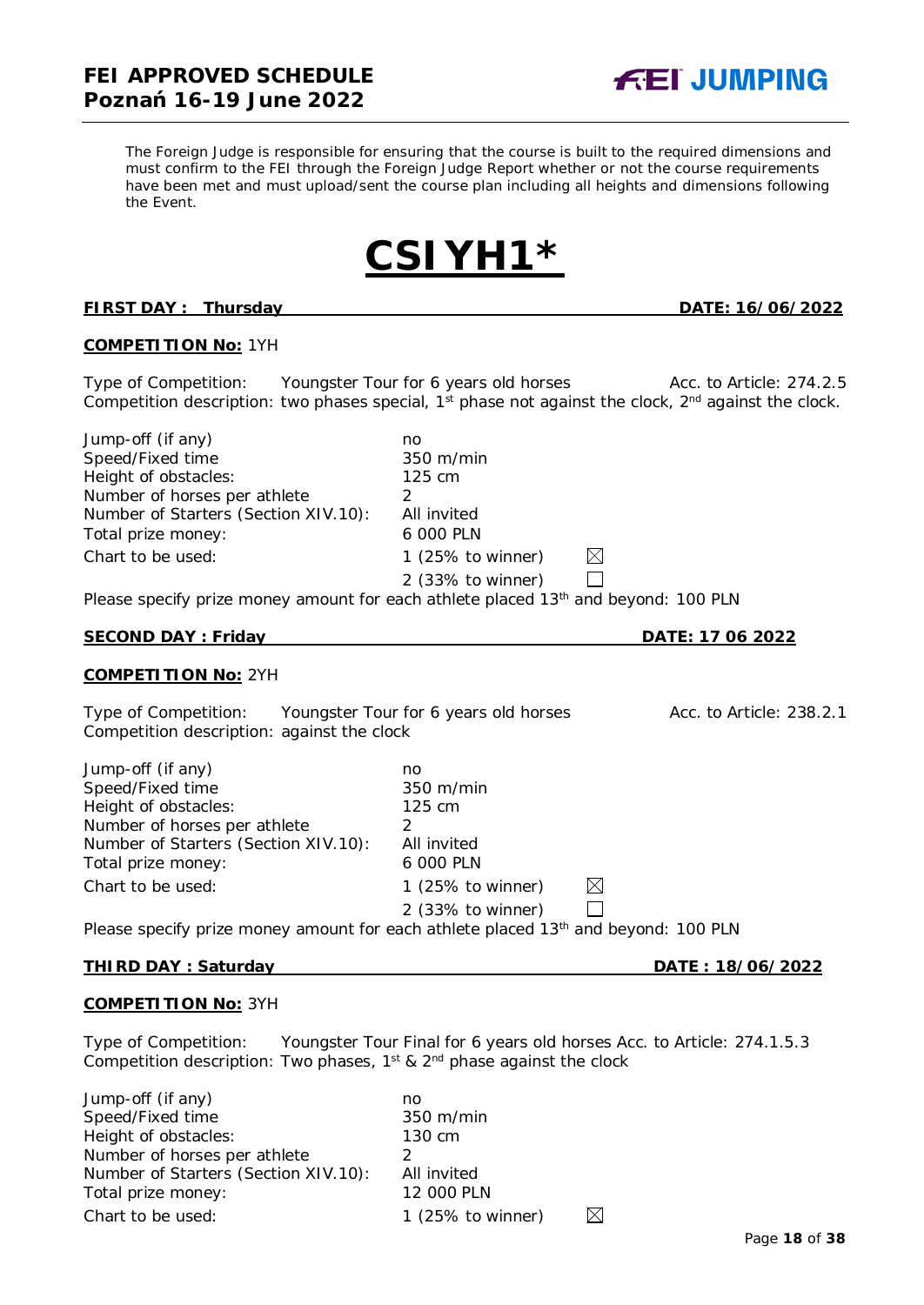The Foreign Judge is responsible for ensuring that the course is built to the required dimensions and must confirm to the FEI through the Foreign Judge Report whether or not the course requirements have been met and must upload/sent the course plan including all heights and dimensions following the Event.

# CSIYH1*

**FIRST DAY : Thursday** **DATE: 16/06/2022**

**COMPETITION No:** 1YH

Type of Competition: Youngster Tour for 6 years old horses Acc. to Article: 274.2.5
Competition description: two phases special, 1st phase not against the clock, 2nd against the clock.

| | |
|---|---|
| Jump-off (if any) | no |
| Speed/Fixed time | 350 m/min |
| Height of obstacles: | 125 cm |
| Number of horses per athlete | 2 |
| Number of Starters (Section XIV.10): | All invited |
| Total prize money: | 6 000 PLN |
| Chart to be used: | 1 (25% to winner) ☒ |
| | 2 (33% to winner) ☐ |

Please specify prize money amount for each athlete placed 13th and beyond: 100 PLN

**SECOND DAY : Friday** **DATE: 17 06 2022**

**COMPETITION No:** 2YH

Type of Competition: Youngster Tour for 6 years old horses Acc. to Article: 238.2.1
Competition description: against the clock

| | |
|---|---|
| Jump-off (if any) | no |
| Speed/Fixed time | 350 m/min |
| Height of obstacles: | 125 cm |
| Number of horses per athlete | 2 |
| Number of Starters (Section XIV.10): | All invited |
| Total prize money: | 6 000 PLN |
| Chart to be used: | 1 (25% to winner) ☒ |
| | 2 (33% to winner) ☐ |

Please specify prize money amount for each athlete placed 13th and beyond: 100 PLN

**THIRD DAY : Saturday** **DATE : 18/06/2022**

**COMPETITION No:** 3YH

Type of Competition: Youngster Tour Final for 6 years old horses Acc. to Article: 274.1.5.3
Competition description: Two phases, 1st & 2nd phase against the clock

| | |
|---|---|
| Jump-off (if any) | no |
| Speed/Fixed time | 350 m/min |
| Height of obstacles: | 130 cm |
| Number of horses per athlete | 2 |
| Number of Starters (Section XIV.10): | All invited |
| Total prize money: | 12 000 PLN |
| Chart to be used: | 1 (25% to winner) ☒ |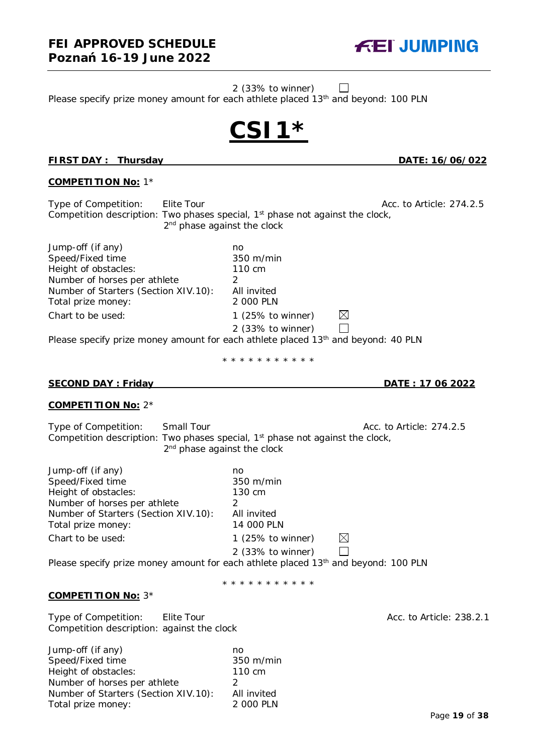2 (33% to winner) ☐

Please specify prize money amount for each athlete placed 13th and beyond: 100 PLN

# CSI1*

**FIRST DAY : Thursday** **DATE: 16/06/022**

**COMPETITION No:** 1*

Type of Competition: Elite Tour Acc. to Article: 274.2.5

Competition description: Two phases special, 1st phase not against the clock, 2nd phase against the clock

| | |
|---|---|
| Jump-off (if any) | no |
| Speed/Fixed time | 350 m/min |
| Height of obstacles: | 110 cm |
| Number of horses per athlete | 2 |
| Number of Starters (Section XIV.10): | All invited |
| Total prize money: | 2 000 PLN |
| Chart to be used: | 1 (25% to winner) ☒ |
| | 2 (33% to winner) ☐ |

Please specify prize money amount for each athlete placed 13th and beyond: 40 PLN

* * * * * * * * * * *

**SECOND DAY : Friday** **DATE : 17 06 2022**

**COMPETITION No:** 2*

Type of Competition: Small Tour Acc. to Article: 274.2.5

Competition description: Two phases special, 1st phase not against the clock, 2nd phase against the clock

| | |
|---|---|
| Jump-off (if any) | no |
| Speed/Fixed time | 350 m/min |
| Height of obstacles: | 130 cm |
| Number of horses per athlete | 2 |
| Number of Starters (Section XIV.10): | All invited |
| Total prize money: | 14 000 PLN |
| Chart to be used: | 1 (25% to winner) ☒ |
| | 2 (33% to winner) ☐ |

Please specify prize money amount for each athlete placed 13th and beyond: 100 PLN

* * * * * * * * * * *

**COMPETITION No:** 3*

Type of Competition: Elite Tour Acc. to Article: 238.2.1

Competition description: against the clock

| | |
|---|---|
| Jump-off (if any) | no |
| Speed/Fixed time | 350 m/min |
| Height of obstacles: | 110 cm |
| Number of horses per athlete | 2 |
| Number of Starters (Section XIV.10): | All invited |
| Total prize money: | 2 000 PLN |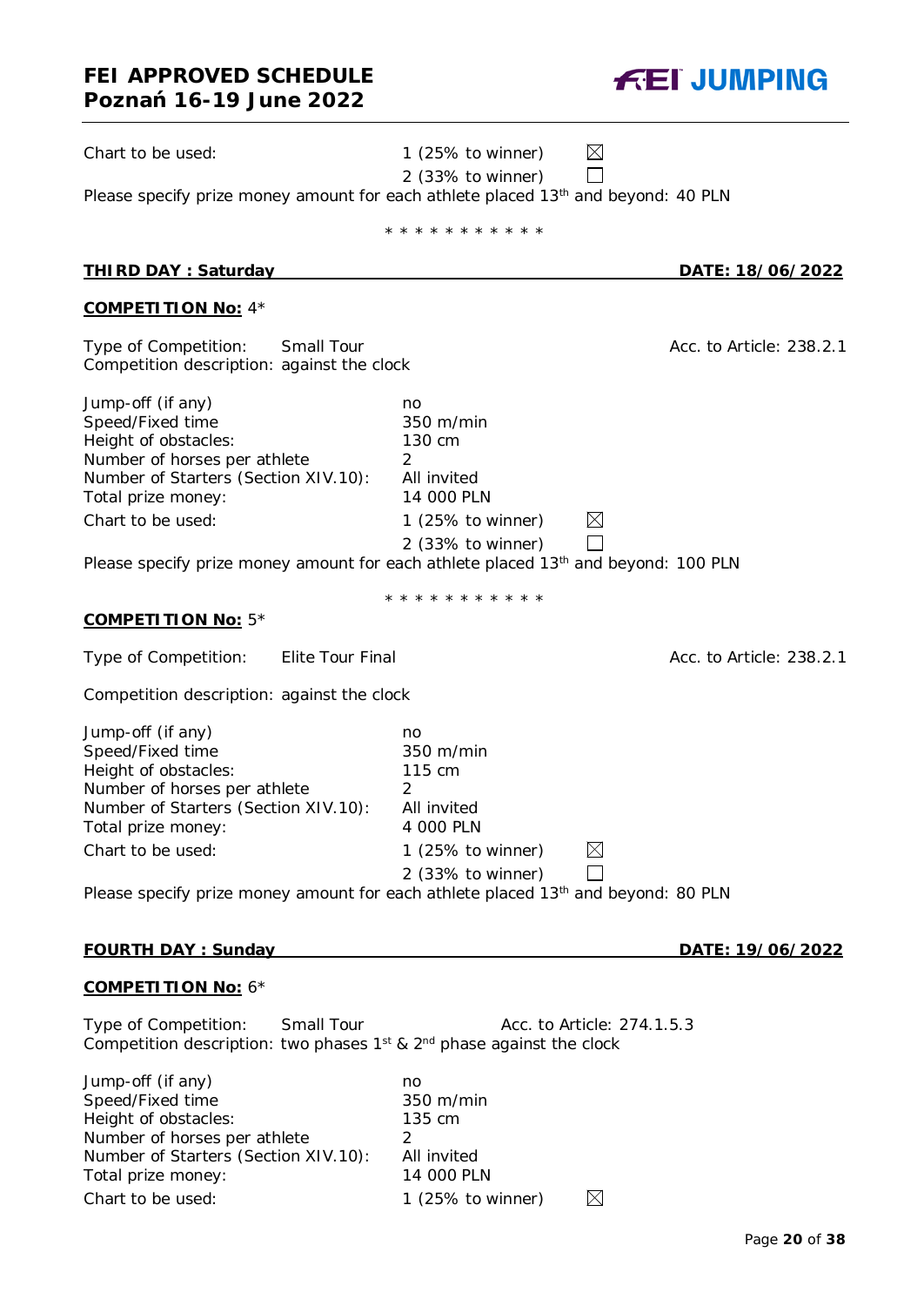Chart to be used: 1 (25% to winner) ☒ 2 (33% to winner) ☐

Please specify prize money amount for each athlete placed 13th and beyond: 40 PLN

\* \* \* \* \* \* \* \* \* \* \*

**THIRD DAY : Saturday** **DATE: 18/06/2022**

**COMPETITION No:** 4*

Type of Competition: Small Tour Acc. to Article: 238.2.1
Competition description: against the clock

| | |
|---|---|
| Jump-off (if any) | no |
| Speed/Fixed time | 350 m/min |
| Height of obstacles: | 130 cm |
| Number of horses per athlete | 2 |
| Number of Starters (Section XIV.10): | All invited |
| Total prize money: | 14 000 PLN |
| Chart to be used: | 1 (25% to winner) ☒ |
| | 2 (33% to winner) ☐ |

Please specify prize money amount for each athlete placed 13th and beyond: 100 PLN

\* \* \* \* \* \* \* \* \* \* \*

**COMPETITION No:** 5*

Type of Competition: Elite Tour Final Acc. to Article: 238.2.1

Competition description: against the clock

| | |
|---|---|
| Jump-off (if any) | no |
| Speed/Fixed time | 350 m/min |
| Height of obstacles: | 115 cm |
| Number of horses per athlete | 2 |
| Number of Starters (Section XIV.10): | All invited |
| Total prize money: | 4 000 PLN |
| Chart to be used: | 1 (25% to winner) ☒ |
| | 2 (33% to winner) ☐ |

Please specify prize money amount for each athlete placed 13th and beyond: 80 PLN

**FOURTH DAY : Sunday** **DATE: 19/06/2022**

**COMPETITION No:** 6*

Type of Competition: Small Tour Acc. to Article: 274.1.5.3
Competition description: two phases 1st & 2nd phase against the clock

| | |
|---|---|
| Jump-off (if any) | no |
| Speed/Fixed time | 350 m/min |
| Height of obstacles: | 135 cm |
| Number of horses per athlete | 2 |
| Number of Starters (Section XIV.10): | All invited |
| Total prize money: | 14 000 PLN |
| Chart to be used: | 1 (25% to winner) ☒ |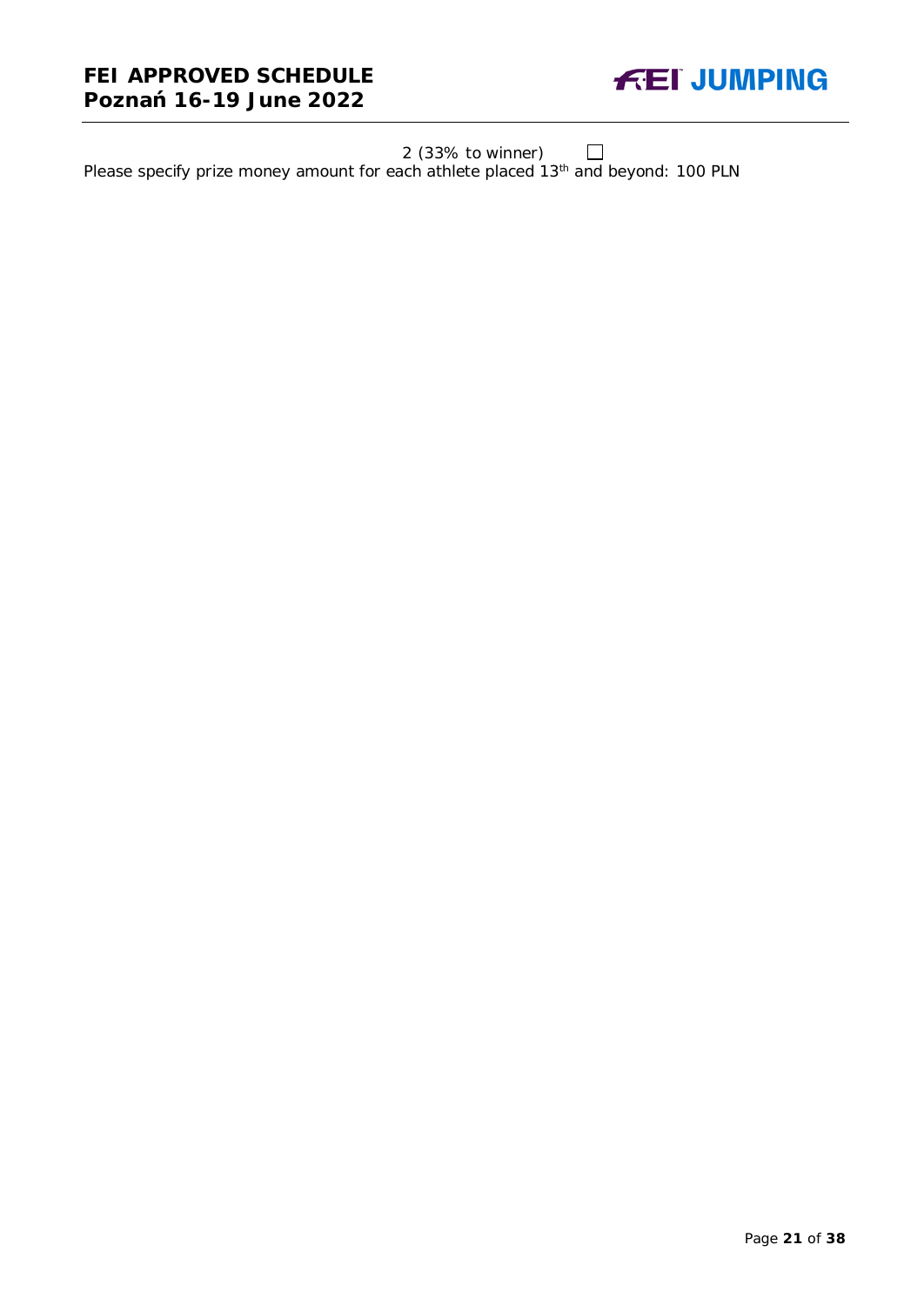2 (33% to winner) ☐

Please specify prize money amount for each athlete placed 13th and beyond: 100 PLN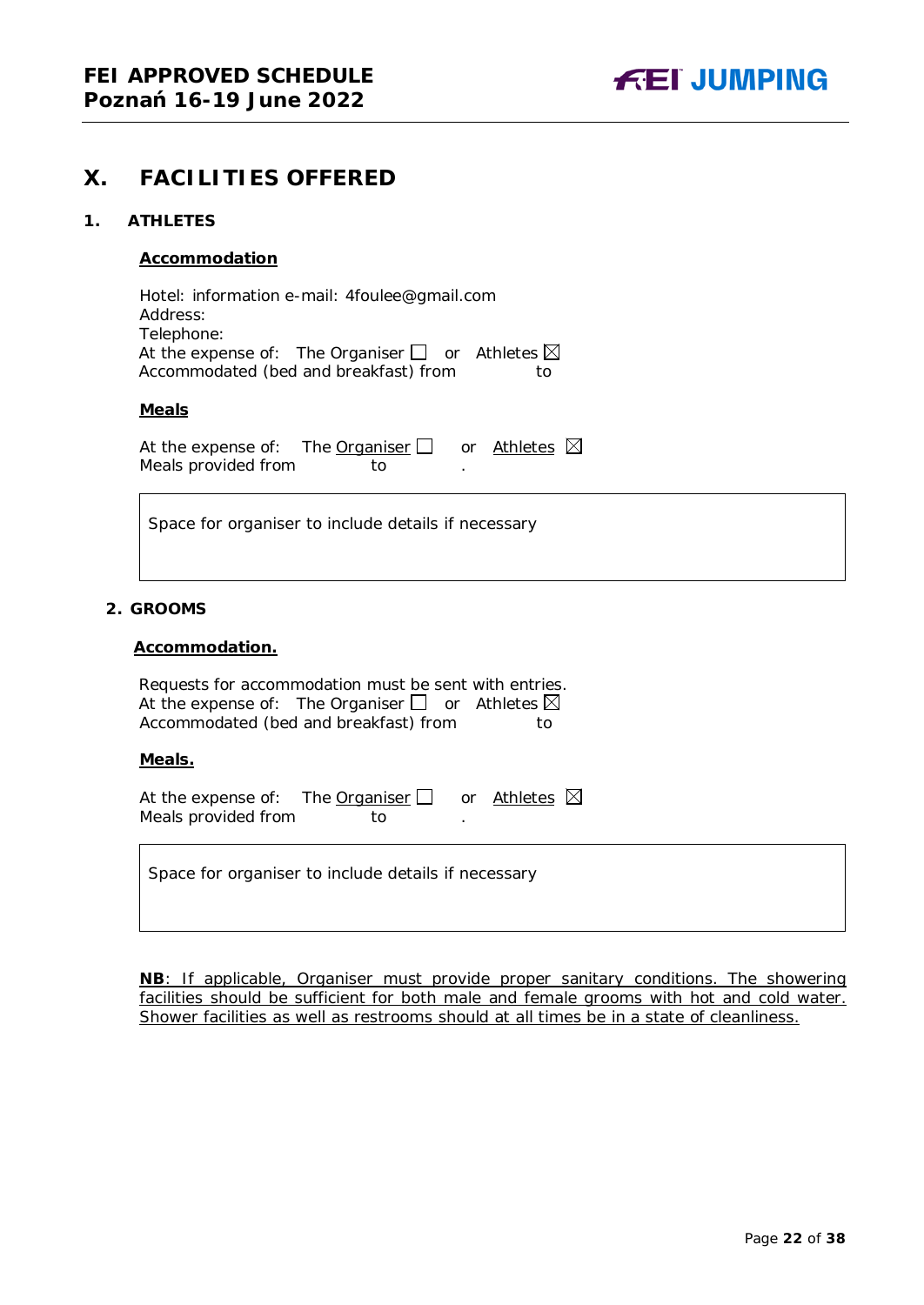# X. FACILITIES OFFERED

## 1. ATHLETES

**Accommodation**

Hotel: information e-mail: 4foulee@gmail.com
Address:
Telephone:
At the expense of: The Organiser ☐ or Athletes ☒
Accommodated (bed and breakfast) from to

**Meals**

At the expense of: The Organiser ☐ or Athletes ☒
Meals provided from to .

| Space for organiser to include details if necessary |
|---|

## 2. GROOMS

**Accommodation.**

Requests for accommodation must be sent with entries.
At the expense of: The Organiser ☐ or Athletes ☒
Accommodated (bed and breakfast) from to

**Meals.**

At the expense of: The Organiser ☐ or Athletes ☒
Meals provided from to .

| Space for organiser to include details if necessary |
|---|

**NB**: If applicable, Organiser must provide proper sanitary conditions. The showering facilities should be sufficient for both male and female grooms with hot and cold water. Shower facilities as well as restrooms should at all times be in a state of cleanliness.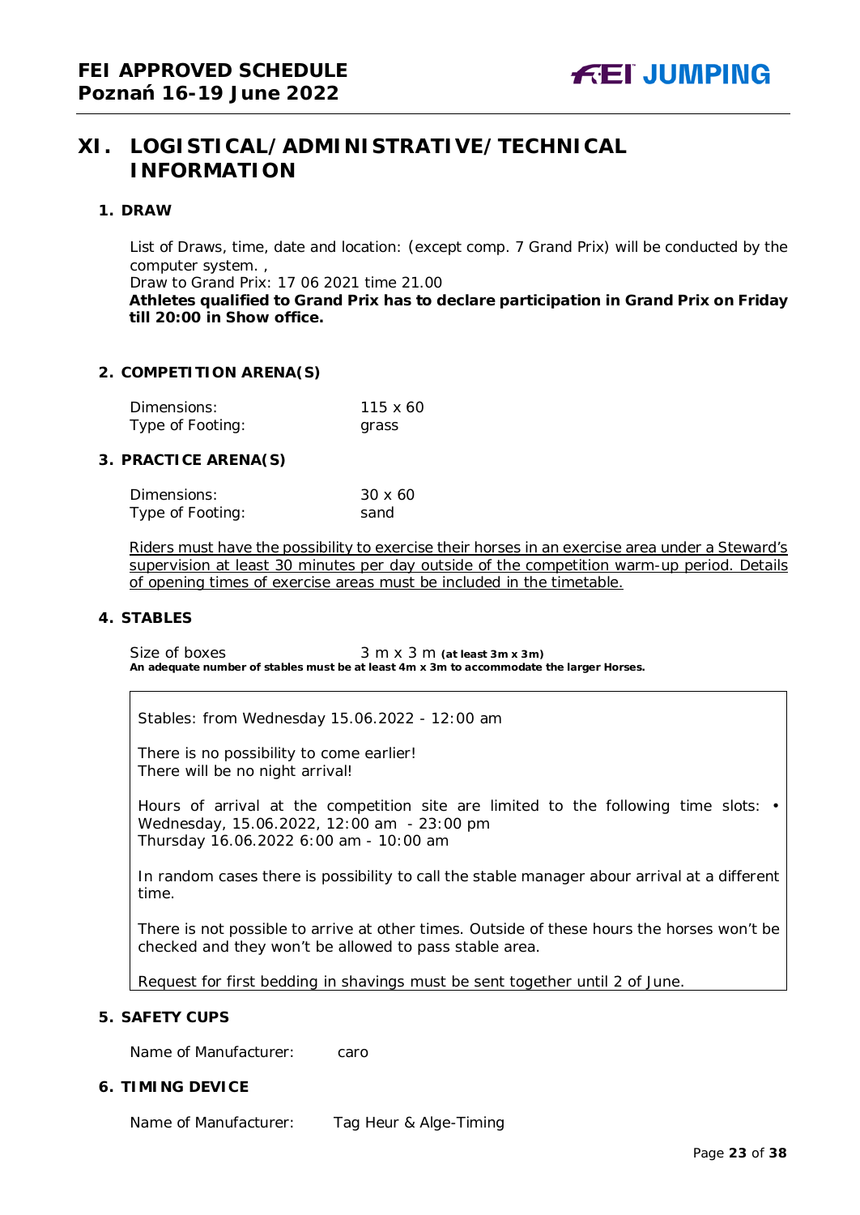# XI. LOGISTICAL/ADMINISTRATIVE/TECHNICAL INFORMATION

## 1. DRAW

List of Draws, time, date and location: (except comp. 7 Grand Prix) will be conducted by the computer system. ,
Draw to Grand Prix: 17 06 2021 time 21.00
**Athletes qualified to Grand Prix has to declare participation in Grand Prix on Friday till 20:00 in Show office.**

## 2. COMPETITION ARENA(S)

| | |
|---|---|
| Dimensions: | 115 x 60 |
| Type of Footing: | grass |

## 3. PRACTICE ARENA(S)

| | |
|---|---|
| Dimensions: | 30 x 60 |
| Type of Footing: | sand |

Riders must have the possibility to exercise their horses in an exercise area under a Steward's supervision at least 30 minutes per day outside of the competition warm-up period. Details of opening times of exercise areas must be included in the timetable.

## 4. STABLES

Size of boxes 3 m x 3 m **(at least 3m x 3m)**
**An adequate number of stables must be at least 4m x 3m to accommodate the larger Horses.**

Stables: from Wednesday 15.06.2022 - 12:00 am

There is no possibility to come earlier!
There will be no night arrival!

Hours of arrival at the competition site are limited to the following time slots: • Wednesday, 15.06.2022, 12:00 am - 23:00 pm
Thursday 16.06.2022 6:00 am - 10:00 am

In random cases there is possibility to call the stable manager abour arrival at a different time.

There is not possible to arrive at other times. Outside of these hours the horses won't be checked and they won't be allowed to pass stable area.

Request for first bedding in shavings must be sent together until 2 of June.

## 5. SAFETY CUPS

Name of Manufacturer: caro

## 6. TIMING DEVICE

Name of Manufacturer: Tag Heur & Alge-Timing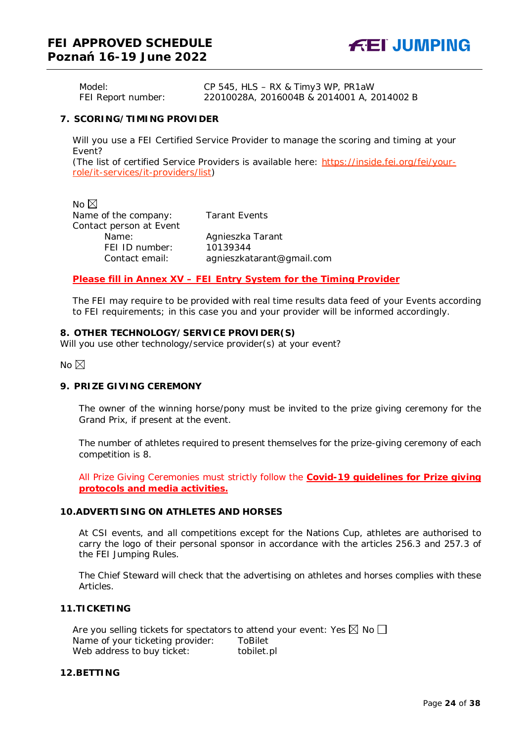Model: CP 545, HLS – RX & Timy3 WP, PR1aW
FEI Report number: 22010028A, 2016004B & 2014001 A, 2014002 B

## 7. SCORING/TIMING PROVIDER

Will you use a FEI Certified Service Provider to manage the scoring and timing at your Event?
(The list of certified Service Providers is available here: https://inside.fei.org/fei/your-role/it-services/it-providers/list)

No ☒
Name of the company: Tarant Events
Contact person at Event
Name: Agnieszka Tarant
FEI ID number: 10139344
Contact email: agnieszkatarant@gmail.com

**Please fill in Annex XV – FEI Entry System for the Timing Provider**

The FEI may require to be provided with real time results data feed of your Events according to FEI requirements; in this case you and your provider will be informed accordingly.

## 8. OTHER TECHNOLOGY/SERVICE PROVIDER(S)

Will you use other technology/service provider(s) at your event?

No ☒

## 9. PRIZE GIVING CEREMONY

The owner of the winning horse/pony must be invited to the prize giving ceremony for the Grand Prix, if present at the event.

The number of athletes required to present themselves for the prize-giving ceremony of each competition is 8.

All Prize Giving Ceremonies must strictly follow the **Covid-19 guidelines for Prize giving protocols and media activities.**

## 10. ADVERTISING ON ATHLETES AND HORSES

At CSI events, and all competitions except for the Nations Cup, athletes are authorised to carry the logo of their personal sponsor in accordance with the articles 256.3 and 257.3 of the FEI Jumping Rules.

The Chief Steward will check that the advertising on athletes and horses complies with these Articles.

## 11. TICKETING

Are you selling tickets for spectators to attend your event: Yes ☒ No ☐
Name of your ticketing provider: ToBilet
Web address to buy ticket: tobilet.pl

## 12. BETTING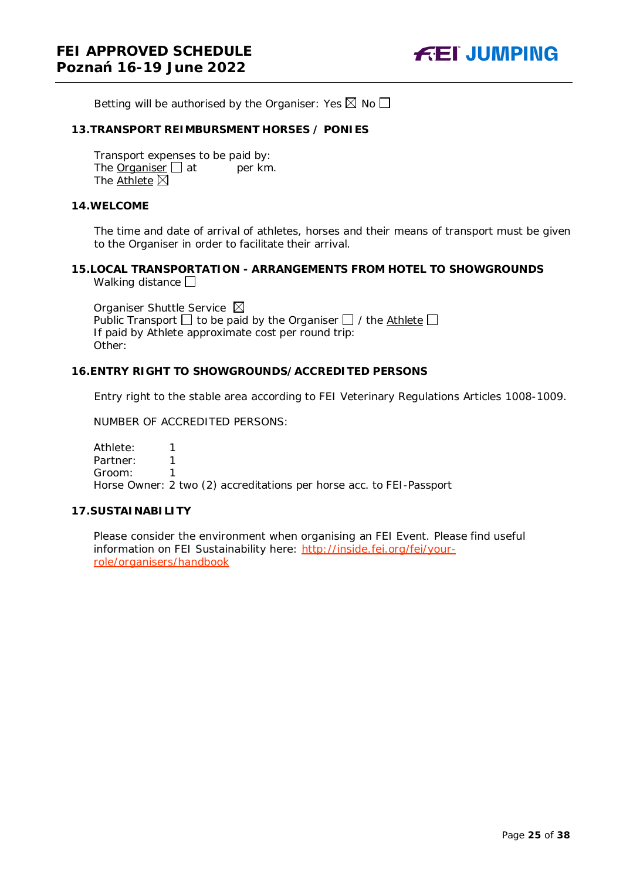Betting will be authorised by the Organiser: Yes ☒ No ☐

## 13. TRANSPORT REIMBURSMENT HORSES / PONIES

Transport expenses to be paid by:
The Organiser ☐ at          per km.
The Athlete ☒

## 14. WELCOME

The time and date of arrival of athletes, horses and their means of transport must be given to the Organiser in order to facilitate their arrival.

## 15. LOCAL TRANSPORTATION - ARRANGEMENTS FROM HOTEL TO SHOWGROUNDS

Walking distance ☐

Organiser Shuttle Service ☒
Public Transport ☐ to be paid by the Organiser ☐ / the Athlete ☐
If paid by Athlete approximate cost per round trip:
Other:

## 16. ENTRY RIGHT TO SHOWGROUNDS/ACCREDITED PERSONS

Entry right to the stable area according to FEI Veterinary Regulations Articles 1008-1009.

NUMBER OF ACCREDITED PERSONS:

Athlete: 1
Partner: 1
Groom: 1
Horse Owner: 2 two (2) accreditations per horse acc. to FEI-Passport

## 17. SUSTAINABILITY

Please consider the environment when organising an FEI Event. Please find useful information on FEI Sustainability here: http://inside.fei.org/fei/your-role/organisers/handbook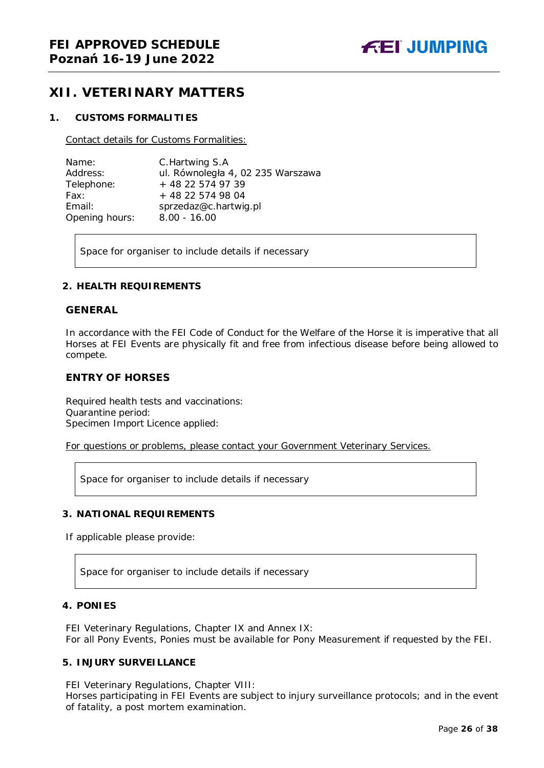# XII. VETERINARY MATTERS

## 1. CUSTOMS FORMALITIES

Contact details for Customs Formalities:

| | |
|---|---|
| Name: | C.Hartwing S.A |
| Address: | ul. Równoległa 4, 02 235 Warszawa |
| Telephone: | + 48 22 574 97 39 |
| Fax: | + 48 22 574 98 04 |
| Email: | sprzedaz@c.hartwig.pl |
| Opening hours: | 8.00 - 16.00 |

Space for organiser to include details if necessary

## 2. HEALTH REQUIREMENTS

### GENERAL

In accordance with the FEI Code of Conduct for the Welfare of the Horse it is imperative that all Horses at FEI Events are physically fit and free from infectious disease before being allowed to compete.

### ENTRY OF HORSES

Required health tests and vaccinations:
Quarantine period:
Specimen Import Licence applied:

For questions or problems, please contact your Government Veterinary Services.

Space for organiser to include details if necessary

## 3. NATIONAL REQUIREMENTS

If applicable please provide:

Space for organiser to include details if necessary

## 4. PONIES

FEI Veterinary Regulations, Chapter IX and Annex IX:
For all Pony Events, Ponies must be available for Pony Measurement if requested by the FEI.

## 5. INJURY SURVEILLANCE

FEI Veterinary Regulations, Chapter VIII:
Horses participating in FEI Events are subject to injury surveillance protocols; and in the event of fatality, a post mortem examination.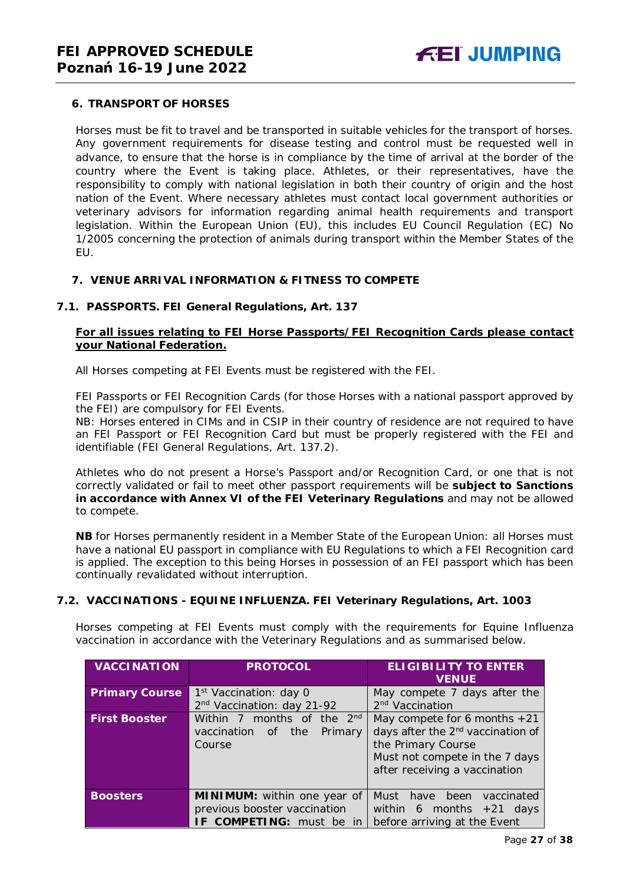### 6. TRANSPORT OF HORSES

Horses must be fit to travel and be transported in suitable vehicles for the transport of horses. Any government requirements for disease testing and control must be requested well in advance, to ensure that the horse is in compliance by the time of arrival at the border of the country where the Event is taking place. Athletes, or their representatives, have the responsibility to comply with national legislation in both their country of origin and the host nation of the Event. Where necessary athletes must contact local government authorities or veterinary advisors for information regarding animal health requirements and transport legislation. Within the European Union (EU), this includes EU Council Regulation (EC) No 1/2005 concerning the protection of animals during transport within the Member States of the EU.

### 7. VENUE ARRIVAL INFORMATION & FITNESS TO COMPETE

#### 7.1. PASSPORTS. FEI General Regulations, Art. 137

**For all issues relating to FEI Horse Passports/FEI Recognition Cards please contact your National Federation.**

All Horses competing at FEI Events must be registered with the FEI.

FEI Passports or FEI Recognition Cards (for those Horses with a national passport approved by the FEI) are compulsory for FEI Events.
NB: Horses entered in CIMs and in CSIP in their country of residence are not required to have an FEI Passport or FEI Recognition Card but must be properly registered with the FEI and identifiable (FEI General Regulations, Art. 137.2).

Athletes who do not present a Horse's Passport and/or Recognition Card, or one that is not correctly validated or fail to meet other passport requirements will be **subject to Sanctions in accordance with Annex VI of the FEI Veterinary Regulations** and may not be allowed to compete.

**NB** for Horses permanently resident in a Member State of the European Union: all Horses must have a national EU passport in compliance with EU Regulations to which a FEI Recognition card is applied. The exception to this being Horses in possession of an FEI passport which has been continually revalidated without interruption.

#### 7.2. VACCINATIONS - EQUINE INFLUENZA. FEI Veterinary Regulations, Art. 1003

Horses competing at FEI Events must comply with the requirements for Equine Influenza vaccination in accordance with the Veterinary Regulations and as summarised below.

| VACCINATION | PROTOCOL | ELIGIBILITY TO ENTER VENUE |
|---|---|---|
| **Primary Course** | 1st Vaccination: day 0<br>2nd Vaccination: day 21-92 | May compete 7 days after the 2nd Vaccination |
| **First Booster** | Within 7 months of the 2nd vaccination of the Primary Course | May compete for 6 months +21 days after the 2nd vaccination of the Primary Course<br>Must not compete in the 7 days after receiving a vaccination |
| **Boosters** | **MINIMUM:** within one year of previous booster vaccination<br>**IF COMPETING:** must be in | Must have been vaccinated within 6 months +21 days before arriving at the Event |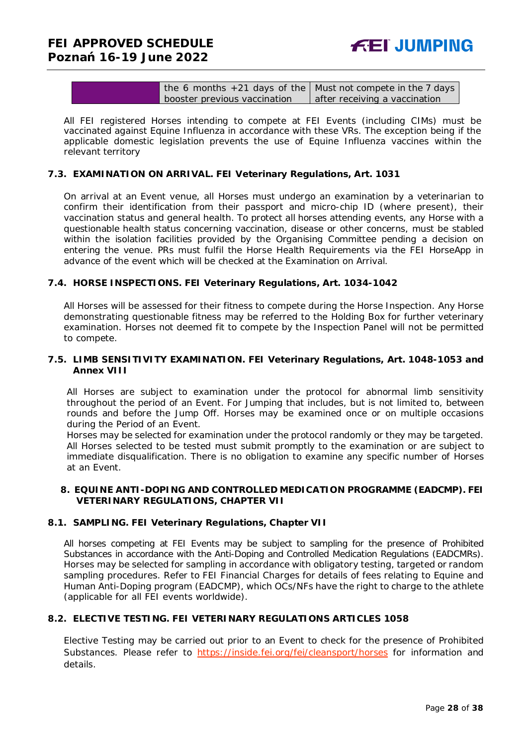| | | |
|---|---|---|
| | the 6 months +21 days of the booster previous vaccination | Must not compete in the 7 days after receiving a vaccination |

All FEI registered Horses intending to compete at FEI Events (including CIMs) must be vaccinated against Equine Influenza in accordance with these VRs. The exception being if the applicable domestic legislation prevents the use of Equine Influenza vaccines within the relevant territory

### 7.3. EXAMINATION ON ARRIVAL. FEI Veterinary Regulations, Art. 1031

On arrival at an Event venue, all Horses must undergo an examination by a veterinarian to confirm their identification from their passport and micro-chip ID (where present), their vaccination status and general health. To protect all horses attending events, any Horse with a questionable health status concerning vaccination, disease or other concerns, must be stabled within the isolation facilities provided by the Organising Committee pending a decision on entering the venue. PRs must fulfil the Horse Health Requirements via the FEI HorseApp in advance of the event which will be checked at the Examination on Arrival.

### 7.4. HORSE INSPECTIONS. FEI Veterinary Regulations, Art. 1034-1042

All Horses will be assessed for their fitness to compete during the Horse Inspection. Any Horse demonstrating questionable fitness may be referred to the Holding Box for further veterinary examination. Horses not deemed fit to compete by the Inspection Panel will not be permitted to compete.

### 7.5. LIMB SENSITIVITY EXAMINATION. FEI Veterinary Regulations, Art. 1048-1053 and Annex VIII

All Horses are subject to examination under the protocol for abnormal limb sensitivity throughout the period of an Event. For Jumping that includes, but is not limited to, between rounds and before the Jump Off. Horses may be examined once or on multiple occasions during the Period of an Event.
Horses may be selected for examination under the protocol randomly or they may be targeted. All Horses selected to be tested must submit promptly to the examination or are subject to immediate disqualification. There is no obligation to examine any specific number of Horses at an Event.

## 8. EQUINE ANTI-DOPING AND CONTROLLED MEDICATION PROGRAMME (EADCMP). FEI VETERINARY REGULATIONS, CHAPTER VII

### 8.1. SAMPLING. FEI Veterinary Regulations, Chapter VII

All horses competing at FEI Events may be subject to sampling for the presence of Prohibited Substances in accordance with the Anti-Doping and Controlled Medication Regulations (EADCMRs). Horses may be selected for sampling in accordance with obligatory testing, targeted or random sampling procedures. Refer to FEI Financial Charges for details of fees relating to Equine and Human Anti-Doping program (EADCMP), which OCs/NFs have the right to charge to the athlete (applicable for all FEI events worldwide).

### 8.2. ELECTIVE TESTING. FEI VETERINARY REGULATIONS ARTICLES 1058

Elective Testing may be carried out prior to an Event to check for the presence of Prohibited Substances. Please refer to https://inside.fei.org/fei/cleansport/horses for information and details.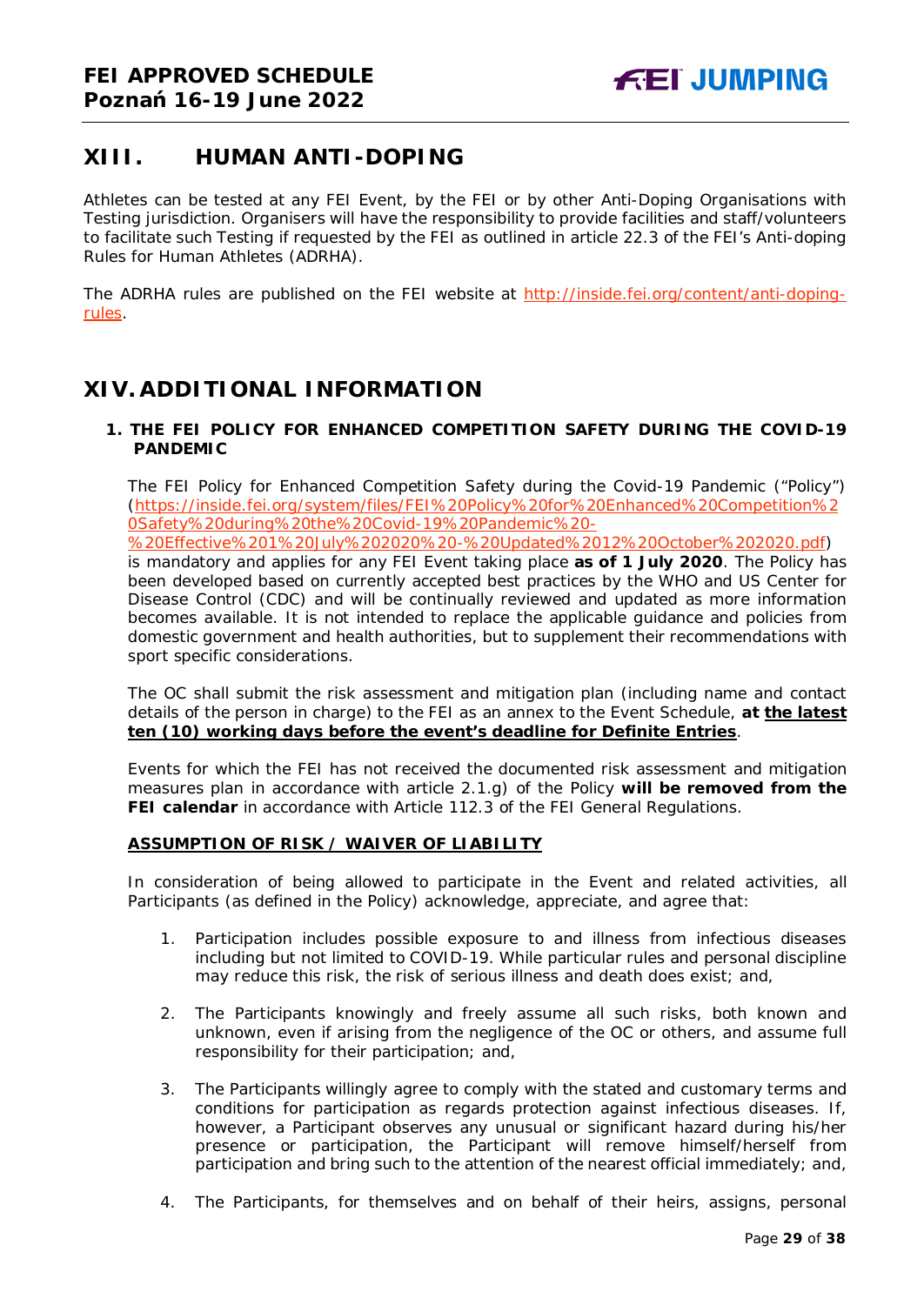## XIII. HUMAN ANTI-DOPING

Athletes can be tested at any FEI Event, by the FEI or by other Anti-Doping Organisations with Testing jurisdiction. Organisers will have the responsibility to provide facilities and staff/volunteers to facilitate such Testing if requested by the FEI as outlined in article 22.3 of the FEI's Anti-doping Rules for Human Athletes (ADRHA).

The ADRHA rules are published on the FEI website at [http://inside.fei.org/content/anti-doping-rules](http://inside.fei.org/content/anti-doping-rules).

## XIV. ADDITIONAL INFORMATION

### 1. THE FEI POLICY FOR ENHANCED COMPETITION SAFETY DURING THE COVID-19 PANDEMIC

The FEI Policy for Enhanced Competition Safety during the Covid-19 Pandemic ("Policy") ([https://inside.fei.org/system/files/FEI%20Policy%20for%20Enhanced%20Competition%20Safety%20during%20the%20Covid-19%20Pandemic%20-%20Effective%201%20July%202020%20-%20Updated%2012%20October%202020.pdf](https://inside.fei.org/system/files/FEI%20Policy%20for%20Enhanced%20Competition%20Safety%20during%20the%20Covid-19%20Pandemic%20-%20Effective%201%20July%202020%20-%20Updated%2012%20October%202020.pdf)) is mandatory and applies for any FEI Event taking place **as of 1 July 2020**. The Policy has been developed based on currently accepted best practices by the WHO and US Center for Disease Control (CDC) and will be continually reviewed and updated as more information becomes available. It is not intended to replace the applicable guidance and policies from domestic government and health authorities, but to supplement their recommendations with sport specific considerations.

The OC shall submit the risk assessment and mitigation plan (including name and contact details of the person in charge) to the FEI as an annex to the Event Schedule, **at <u>the latest ten (10) working days before the event's deadline for Definite Entries</u>**.

Events for which the FEI has not received the documented risk assessment and mitigation measures plan in accordance with article 2.1.g) of the Policy **will be removed from the FEI calendar** in accordance with Article 112.3 of the FEI General Regulations.

**<u>ASSUMPTION OF RISK / WAIVER OF LIABILITY</u>**

In consideration of being allowed to participate in the Event and related activities, all Participants (as defined in the Policy) acknowledge, appreciate, and agree that:

1. Participation includes possible exposure to and illness from infectious diseases including but not limited to COVID-19. While particular rules and personal discipline may reduce this risk, the risk of serious illness and death does exist; and,

2. The Participants knowingly and freely assume all such risks, both known and unknown, even if arising from the negligence of the OC or others, and assume full responsibility for their participation; and,

3. The Participants willingly agree to comply with the stated and customary terms and conditions for participation as regards protection against infectious diseases. If, however, a Participant observes any unusual or significant hazard during his/her presence or participation, the Participant will remove himself/herself from participation and bring such to the attention of the nearest official immediately; and,

4. The Participants, for themselves and on behalf of their heirs, assigns, personal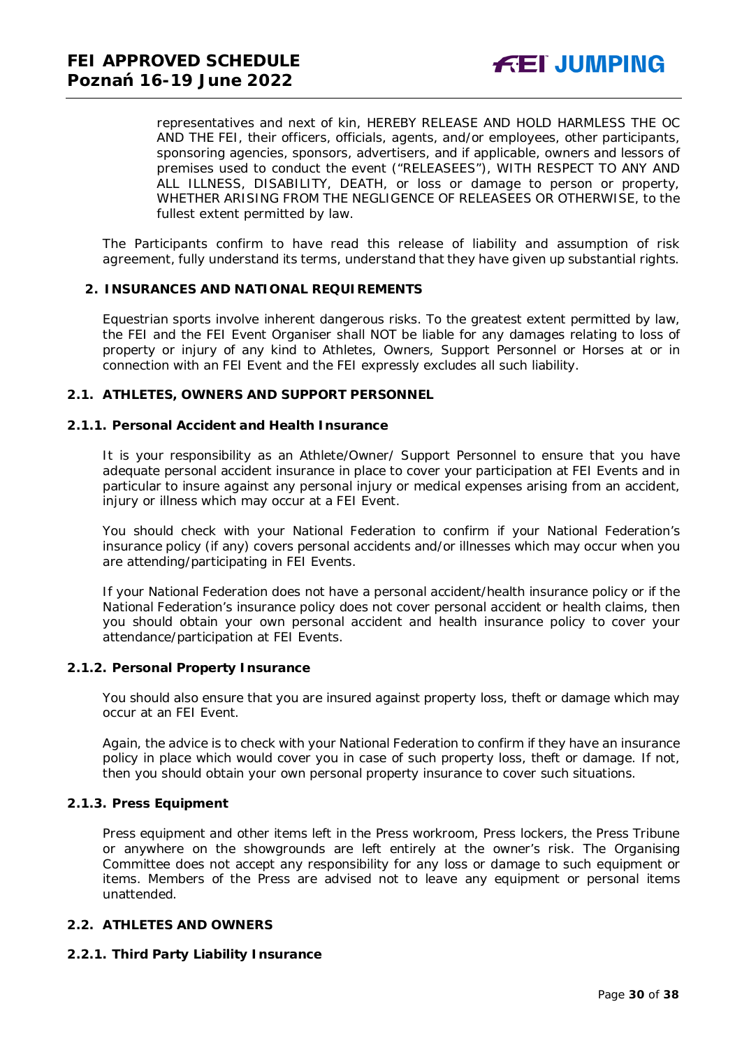representatives and next of kin, HEREBY RELEASE AND HOLD HARMLESS THE OC AND THE FEI, their officers, officials, agents, and/or employees, other participants, sponsoring agencies, sponsors, advertisers, and if applicable, owners and lessors of premises used to conduct the event ("RELEASEES"), WITH RESPECT TO ANY AND ALL ILLNESS, DISABILITY, DEATH, or loss or damage to person or property, WHETHER ARISING FROM THE NEGLIGENCE OF RELEASEES OR OTHERWISE, to the fullest extent permitted by law.

The Participants confirm to have read this release of liability and assumption of risk agreement, fully understand its terms, understand that they have given up substantial rights.

## 2. INSURANCES AND NATIONAL REQUIREMENTS

Equestrian sports involve inherent dangerous risks. To the greatest extent permitted by law, the FEI and the FEI Event Organiser shall NOT be liable for any damages relating to loss of property or injury of any kind to Athletes, Owners, Support Personnel or Horses at or in connection with an FEI Event and the FEI expressly excludes all such liability.

### 2.1. ATHLETES, OWNERS AND SUPPORT PERSONNEL

#### 2.1.1. Personal Accident and Health Insurance

It is your responsibility as an Athlete/Owner/ Support Personnel to ensure that you have adequate personal accident insurance in place to cover your participation at FEI Events and in particular to insure against any personal injury or medical expenses arising from an accident, injury or illness which may occur at a FEI Event.

You should check with your National Federation to confirm if your National Federation's insurance policy (if any) covers personal accidents and/or illnesses which may occur when you are attending/participating in FEI Events.

If your National Federation does not have a personal accident/health insurance policy or if the National Federation's insurance policy does not cover personal accident or health claims, then you should obtain your own personal accident and health insurance policy to cover your attendance/participation at FEI Events.

#### 2.1.2. Personal Property Insurance

You should also ensure that you are insured against property loss, theft or damage which may occur at an FEI Event.

Again, the advice is to check with your National Federation to confirm if they have an insurance policy in place which would cover you in case of such property loss, theft or damage. If not, then you should obtain your own personal property insurance to cover such situations.

#### 2.1.3. Press Equipment

Press equipment and other items left in the Press workroom, Press lockers, the Press Tribune or anywhere on the showgrounds are left entirely at the owner's risk. The Organising Committee does not accept any responsibility for any loss or damage to such equipment or items. Members of the Press are advised not to leave any equipment or personal items unattended.

### 2.2. ATHLETES AND OWNERS

#### 2.2.1. Third Party Liability Insurance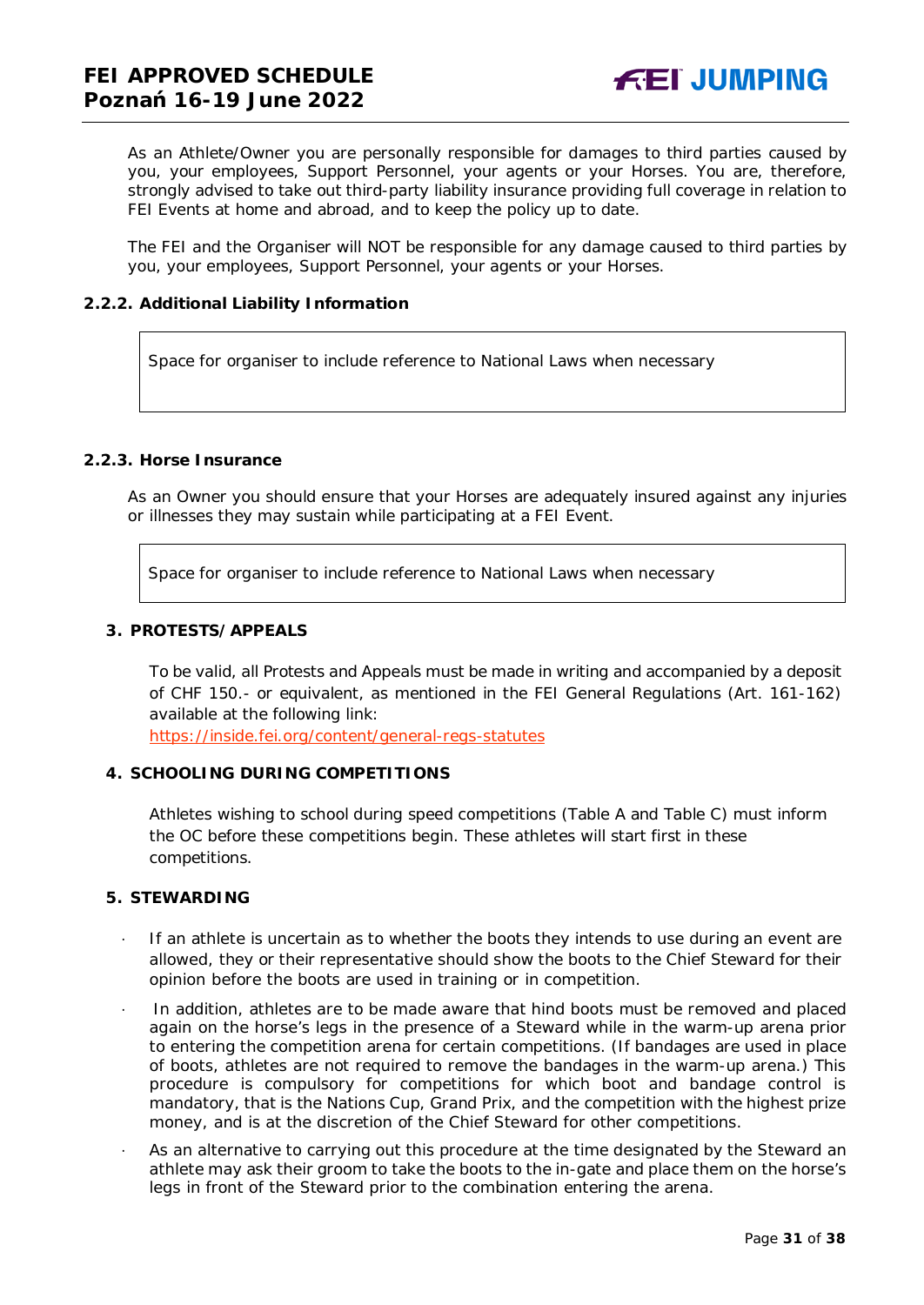As an Athlete/Owner you are personally responsible for damages to third parties caused by you, your employees, Support Personnel, your agents or your Horses. You are, therefore, strongly advised to take out third-party liability insurance providing full coverage in relation to FEI Events at home and abroad, and to keep the policy up to date.

The FEI and the Organiser will NOT be responsible for any damage caused to third parties by you, your employees, Support Personnel, your agents or your Horses.

### 2.2.2. Additional Liability Information

| Space for organiser to include reference to National Laws when necessary |
|---|

### 2.2.3. Horse Insurance

As an Owner you should ensure that your Horses are adequately insured against any injuries or illnesses they may sustain while participating at a FEI Event.

| Space for organiser to include reference to National Laws when necessary |
|---|

## 3. PROTESTS/APPEALS

To be valid, all Protests and Appeals must be made in writing and accompanied by a deposit of CHF 150.- or equivalent, as mentioned in the FEI General Regulations (Art. 161-162) available at the following link:
https://inside.fei.org/content/general-regs-statutes

## 4. SCHOOLING DURING COMPETITIONS

Athletes wishing to school during speed competitions (Table A and Table C) must inform the OC before these competitions begin. These athletes will start first in these competitions.

## 5. STEWARDING

- If an athlete is uncertain as to whether the boots they intend to use during an event are allowed, they or their representative should show the boots to the Chief Steward for their opinion before the boots are used in training or in competition.
- In addition, athletes are to be made aware that hind boots must be removed and placed again on the horse's legs in the presence of a Steward while in the warm-up arena prior to entering the competition arena for certain competitions. (If bandages are used in place of boots, athletes are not required to remove the bandages in the warm-up arena.) This procedure is compulsory for competitions for which boot and bandage control is mandatory, that is the Nations Cup, Grand Prix, and the competition with the highest prize money, and is at the discretion of the Chief Steward for other competitions.
- As an alternative to carrying out this procedure at the time designated by the Steward an athlete may ask their groom to take the boots to the in-gate and place them on the horse's legs in front of the Steward prior to the combination entering the arena.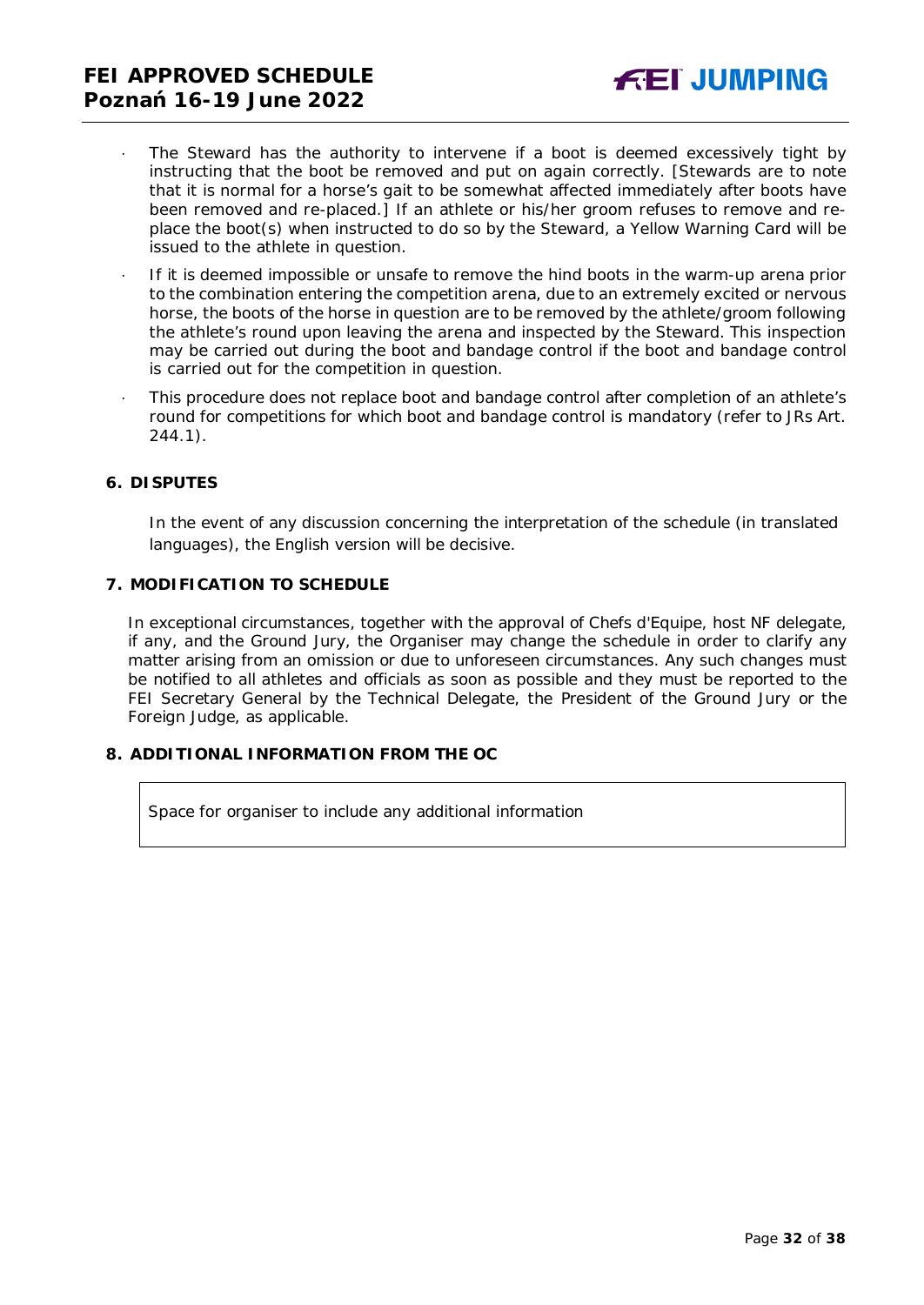- The Steward has the authority to intervene if a boot is deemed excessively tight by instructing that the boot be removed and put on again correctly. [Stewards are to note that it is normal for a horse's gait to be somewhat affected immediately after boots have been removed and re-placed.] If an athlete or his/her groom refuses to remove and re-place the boot(s) when instructed to do so by the Steward, a Yellow Warning Card will be issued to the athlete in question.
- If it is deemed impossible or unsafe to remove the hind boots in the warm-up arena prior to the combination entering the competition arena, due to an extremely excited or nervous horse, the boots of the horse in question are to be removed by the athlete/groom following the athlete's round upon leaving the arena and inspected by the Steward. This inspection may be carried out during the boot and bandage control if the boot and bandage control is carried out for the competition in question.
- This procedure does not replace boot and bandage control after completion of an athlete's round for competitions for which boot and bandage control is mandatory (refer to JRs Art. 244.1).

## 6. DISPUTES

In the event of any discussion concerning the interpretation of the schedule (in translated languages), the English version will be decisive.

## 7. MODIFICATION TO SCHEDULE

In exceptional circumstances, together with the approval of Chefs d'Equipe, host NF delegate, if any, and the Ground Jury, the Organiser may change the schedule in order to clarify any matter arising from an omission or due to unforeseen circumstances. Any such changes must be notified to all athletes and officials as soon as possible and they must be reported to the FEI Secretary General by the Technical Delegate, the President of the Ground Jury or the Foreign Judge, as applicable.

## 8. ADDITIONAL INFORMATION FROM THE OC

| Space for organiser to include any additional information |
| --- |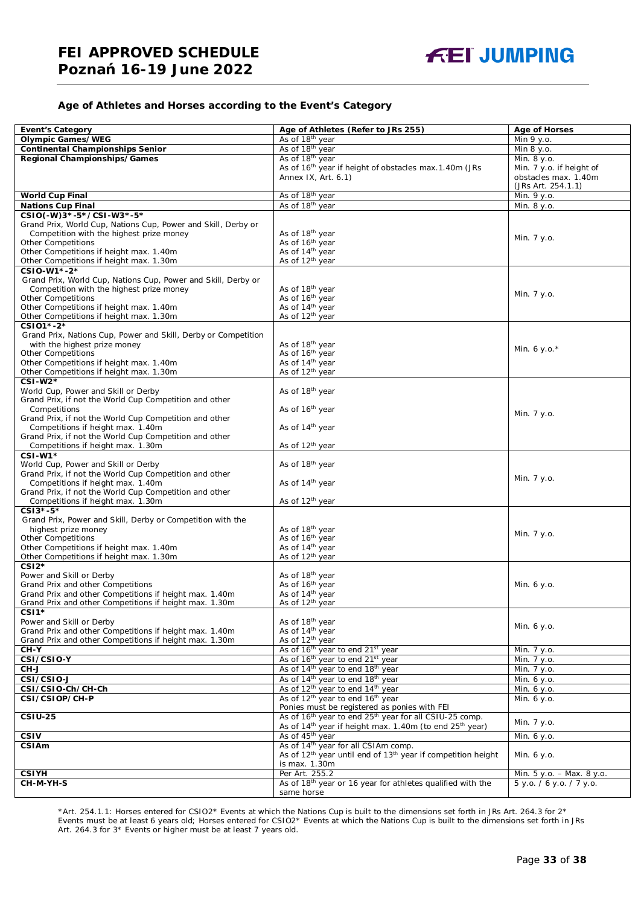### Age of Athletes and Horses according to the Event's Category

| Event's Category | Age of Athletes (Refer to JRs 255) | Age of Horses |
|---|---|---|
| **Olympic Games/WEG** | As of 18th year | Min 9 y.o. |
| **Continental Championships Senior** | As of 18th year | Min 8 y.o. |
| **Regional Championships/Games** | As of 18th year<br>As of 16th year if height of obstacles max.1.40m (JRs Annex IX, Art. 6.1) | Min. 8 y.o.<br>Min. 7 y.o. if height of obstacles max. 1.40m (JRs Art. 254.1.1) |
| **World Cup Final** | As of 18th year | Min. 9 y.o. |
| **Nations Cup Final** | As of 18th year | Min. 8 y.o. |
| **CSIO(-W)3*-5*/CSI-W3*-5***<br>Grand Prix, World Cup, Nations Cup, Power and Skill, Derby or Competition with the highest prize money<br>Other Competitions<br>Other Competitions if height max. 1.40m<br>Other Competitions if height max. 1.30m | <br>As of 18th year<br>As of 16th year<br>As of 14th year<br>As of 12th year | Min. 7 y.o. |
| **CSIO-W1*-2***<br>Grand Prix, World Cup, Nations Cup, Power and Skill, Derby or Competition with the highest prize money<br>Other Competitions<br>Other Competitions if height max. 1.40m<br>Other Competitions if height max. 1.30m | <br>As of 18th year<br>As of 16th year<br>As of 14th year<br>As of 12th year | Min. 7 y.o. |
| **CSIO1*-2***<br>Grand Prix, Nations Cup, Power and Skill, Derby or Competition with the highest prize money<br>Other Competitions<br>Other Competitions if height max. 1.40m<br>Other Competitions if height max. 1.30m | <br>As of 18th year<br>As of 16th year<br>As of 14th year<br>As of 12th year | Min. 6 y.o.* |
| **CSI-W2***<br>World Cup, Power and Skill or Derby<br>Grand Prix, if not the World Cup Competition and other Competitions<br>Grand Prix, if not the World Cup Competition and other Competitions if height max. 1.40m<br>Grand Prix, if not the World Cup Competition and other Competitions if height max. 1.30m | <br>As of 18th year<br>As of 16th year<br>As of 14th year<br>As of 12th year | Min. 7 y.o. |
| **CSI-W1***<br>World Cup, Power and Skill or Derby<br>Grand Prix, if not the World Cup Competition and other Competitions if height max. 1.40m<br>Grand Prix, if not the World Cup Competition and other Competitions if height max. 1.30m | <br>As of 18th year<br>As of 14th year<br>As of 12th year | Min. 7 y.o. |
| **CSI3*-5***<br>Grand Prix, Power and Skill, Derby or Competition with the highest prize money<br>Other Competitions<br>Other Competitions if height max. 1.40m<br>Other Competitions if height max. 1.30m | <br>As of 18th year<br>As of 16th year<br>As of 14th year<br>As of 12th year | Min. 7 y.o. |
| **CSI2***<br>Power and Skill or Derby<br>Grand Prix and other Competitions<br>Grand Prix and other Competitions if height max. 1.40m<br>Grand Prix and other Competitions if height max. 1.30m | <br>As of 18th year<br>As of 16th year<br>As of 14th year<br>As of 12th year | Min. 6 y.o. |
| **CSI1***<br>Power and Skill or Derby<br>Grand Prix and other Competitions if height max. 1.40m<br>Grand Prix and other Competitions if height max. 1.30m | <br>As of 18th year<br>As of 14th year<br>As of 12th year | Min. 6 y.o. |
| **CH-Y** | As of 16th year to end 21st year | Min. 7 y.o. |
| **CSI/CSIO-Y** | As of 16th year to end 21st year | Min. 7 y.o. |
| **CH-J** | As of 14th year to end 18th year | Min. 7 y.o. |
| **CSI/CSIO-J** | As of 14th year to end 18th year | Min. 6 y.o. |
| **CSI/CSIO-Ch/CH-Ch** | As of 12th year to end 14th year | Min. 6 y.o. |
| **CSI/CSIOP/CH-P** | As of 12th year to end 16th year<br>Ponies must be registered as ponies with FEI | Min. 6 y.o. |
| **CSIU-25** | As of 16th year to end 25th year for all CSIU-25 comp.<br>As of 14th year if height max. 1.40m (to end 25th year) | Min. 7 y.o. |
| **CSIV** | As of 45th year | Min. 6 y.o. |
| **CSIAm** | As of 14th year for all CSIAm comp.<br>As of 12th year until end of 13th year if competition height is max. 1.30m | Min. 6 y.o. |
| **CSIYH** | Per Art. 255.2 | Min. 5 y.o. – Max. 8 y.o. |
| **CH-M-YH-S** | As of 18th year or 16 year for athletes qualified with the same horse | 5 y.o. / 6 y.o. / 7 y.o. |

*Art. 254.1.1: Horses entered for CSIO2* Events at which the Nations Cup is built to the dimensions set forth in JRs Art. 264.3 for 2* Events must be at least 6 years old; Horses entered for CSIO2* Events at which the Nations Cup is built to the dimensions set forth in JRs Art. 264.3 for 3* Events or higher must be at least 7 years old.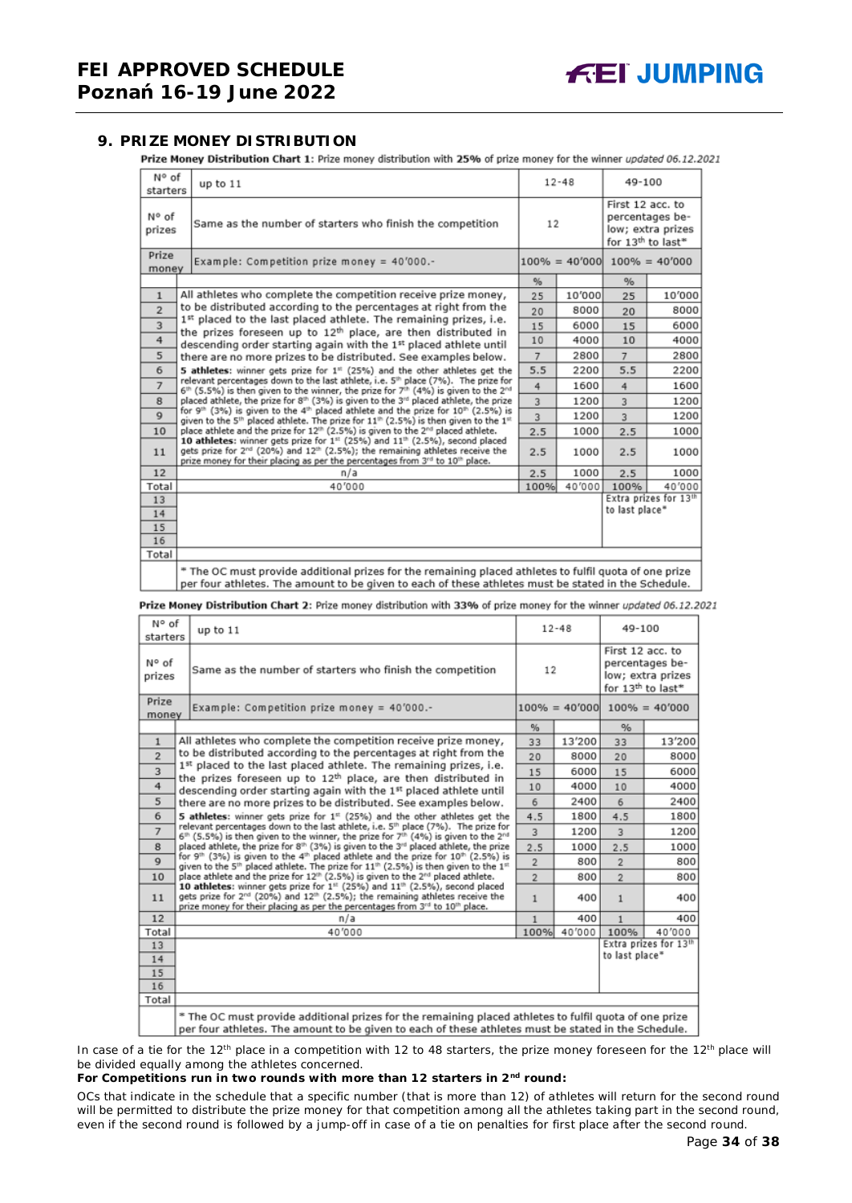## 9. PRIZE MONEY DISTRIBUTION

**Prize Money Distribution Chart 1**: Prize money distribution with **25%** of prize money for the winner *updated 06.12.2021*

| Nº of starters | up to 11 | 12-48 | | 49-100 | |
|---|---|---|---|---|---|
| Nº of prizes | Same as the number of starters who finish the competition | 12 | | First 12 acc. to percentages below; extra prizes for 13th to last* | |
| Prize money | Example: Competition prize money = 40'000.- | 100% = 40'000 | | 100% = 40'000 | |
| | | % | | % | |
| 1 | All athletes who complete the competition receive prize money, to be distributed according to the percentages at right from the 1st placed to the last placed athlete. The remaining prizes, i.e. the prizes foreseen up to 12th place, are then distributed in descending order starting again with the 1st placed athlete until there are no more prizes to be distributed. See examples below. **5 athletes**: winner gets prize for 1st (25%) and the other athletes get the relevant percentages down to the last athlete, i.e. 5th place (7%). The prize for 6th (5.5%) is then given to the winner, the prize for 7th (4%) is given to the 2nd placed athlete, the prize for 8th (3%) is given to the 3rd placed athlete, the prize for 9th (3%) is given to the 4th placed athlete and the prize for 10th (2.5%) is given to the 5th placed athlete. The prize for 11th (2.5%) is then given to the 1st place athlete and the prize for 12th (2.5%) is given to the 2nd placed athlete. **10 athletes**: winner gets prize for 1st (25%) and 11th (2.5%), second placed gets prize for 2nd (20%) and 12th (2.5%); the remaining athletes receive the prize money for their placing as per the percentages from 3rd to 10th place. | 25 | 10'000 | 25 | 10'000 |
| 2 | | 20 | 8000 | 20 | 8000 |
| 3 | | 15 | 6000 | 15 | 6000 |
| 4 | | 10 | 4000 | 10 | 4000 |
| 5 | | 7 | 2800 | 7 | 2800 |
| 6 | | 5.5 | 2200 | 5.5 | 2200 |
| 7 | | 4 | 1600 | 4 | 1600 |
| 8 | | 3 | 1200 | 3 | 1200 |
| 9 | | 3 | 1200 | 3 | 1200 |
| 10 | | 2.5 | 1000 | 2.5 | 1000 |
| 11 | | 2.5 | 1000 | 2.5 | 1000 |
| 12 | n/a | 2.5 | 1000 | 2.5 | 1000 |
| Total | 40'000 | 100% | 40'000 | 100% | 40'000 |
| 13 | | | | Extra prizes for 13th to last place* | |
| 14 | | | | | |
| 15 | | | | | |
| 16 | | | | | |
| Total | | | | | |
| | * The OC must provide additional prizes for the remaining placed athletes to fulfil quota of one prize per four athletes. The amount to be given to each of these athletes must be stated in the Schedule. | | | | |

**Prize Money Distribution Chart 2**: Prize money distribution with **33%** of prize money for the winner *updated 06.12.2021*

| Nº of starters | up to 11 | 12-48 | | 49-100 | |
|---|---|---|---|---|---|
| Nº of prizes | Same as the number of starters who finish the competition | 12 | | First 12 acc. to percentages below; extra prizes for 13th to last* | |
| Prize money | Example: Competition prize money = 40'000.- | 100% = 40'000 | | 100% = 40'000 | |
| | | % | | % | |
| 1 | All athletes who complete the competition receive prize money, to be distributed according to the percentages at right from the 1st placed to the last placed athlete. The remaining prizes, i.e. the prizes foreseen up to 12th place, are then distributed in descending order starting again with the 1st placed athlete until there are no more prizes to be distributed. See examples below. **5 athletes**: winner gets prize for 1st (25%) and the other athletes get the relevant percentages down to the last athlete, i.e. 5th place (7%). The prize for 6th (5.5%) is then given to the winner, the prize for 7th (4%) is given to the 2nd placed athlete, the prize for 8th (3%) is given to the 3rd placed athlete, the prize for 9th (3%) is given to the 4th placed athlete and the prize for 10th (2.5%) is given to the 5th placed athlete. The prize for 11th (2.5%) is then given to the 1st place athlete and the prize for 12th (2.5%) is given to the 2nd placed athlete. **10 athletes**: winner gets prize for 1st (25%) and 11th (2.5%), second placed gets prize for 2nd (20%) and 12th (2.5%); the remaining athletes receive the prize money for their placing as per the percentages from 3rd to 10th place. | 33 | 13'200 | 33 | 13'200 |
| 2 | | 20 | 8000 | 20 | 8000 |
| 3 | | 15 | 6000 | 15 | 6000 |
| 4 | | 10 | 4000 | 10 | 4000 |
| 5 | | 6 | 2400 | 6 | 2400 |
| 6 | | 4.5 | 1800 | 4.5 | 1800 |
| 7 | | 3 | 1200 | 3 | 1200 |
| 8 | | 2.5 | 1000 | 2.5 | 1000 |
| 9 | | 2 | 800 | 2 | 800 |
| 10 | | 2 | 800 | 2 | 800 |
| 11 | | 1 | 400 | 1 | 400 |
| 12 | n/a | 1 | 400 | 1 | 400 |
| Total | 40'000 | 100% | 40'000 | 100% | 40'000 |
| 13 | | | | Extra prizes for 13th to last place* | |
| 14 | | | | | |
| 15 | | | | | |
| 16 | | | | | |
| Total | | | | | |
| | * The OC must provide additional prizes for the remaining placed athletes to fulfil quota of one prize per four athletes. The amount to be given to each of these athletes must be stated in the Schedule. | | | | |

In case of a tie for the 12th place in a competition with 12 to 48 starters, the prize money foreseen for the 12th place will be divided equally among the athletes concerned.

**For Competitions run in two rounds with more than 12 starters in 2nd round:**

OCs that indicate in the schedule that a specific number (that is more than 12) of athletes will return for the second round will be permitted to distribute the prize money for that competition among all the athletes taking part in the second round, even if the second round is followed by a jump-off in case of a tie on penalties for first place after the second round.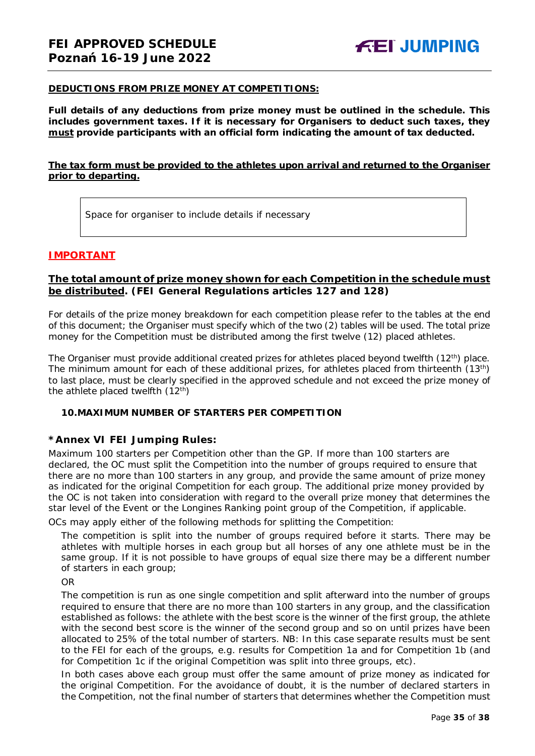**DEDUCTIONS FROM PRIZE MONEY AT COMPETITIONS:**

**Full details of any deductions from prize money must be outlined in the schedule. This includes government taxes. If it is necessary for Organisers to deduct such taxes, they must provide participants with an official form indicating the amount of tax deducted.**

**The tax form must be provided to the athletes upon arrival and returned to the Organiser prior to departing.**

| Space for organiser to include details if necessary |
|---|

**IMPORTANT**

**The total amount of prize money shown for each Competition in the schedule must be distributed. (FEI General Regulations articles 127 and 128)**

For details of the prize money breakdown for each competition please refer to the tables at the end of this document; the Organiser must specify which of the two (2) tables will be used. The total prize money for the Competition must be distributed among the first twelve (12) placed athletes.

The Organiser must provide additional created prizes for athletes placed beyond twelfth (12th) place. The minimum amount for each of these additional prizes, for athletes placed from thirteenth (13th) to last place, must be clearly specified in the approved schedule and not exceed the prize money of the athlete placed twelfth (12th)

### 10. MAXIMUM NUMBER OF STARTERS PER COMPETITION

### *Annex VI FEI Jumping Rules:

Maximum 100 starters per Competition other than the GP. If more than 100 starters are declared, the OC must split the Competition into the number of groups required to ensure that there are no more than 100 starters in any group, and provide the same amount of prize money as indicated for the original Competition for each group. The additional prize money provided by the OC is not taken into consideration with regard to the overall prize money that determines the star level of the Event or the Longines Ranking point group of the Competition, if applicable.

OCs may apply either of the following methods for splitting the Competition:

The competition is split into the number of groups required before it starts. There may be athletes with multiple horses in each group but all horses of any one athlete must be in the same group. If it is not possible to have groups of equal size there may be a different number of starters in each group;

OR

The competition is run as one single competition and split afterward into the number of groups required to ensure that there are no more than 100 starters in any group, and the classification established as follows: the athlete with the best score is the winner of the first group, the athlete with the second best score is the winner of the second group and so on until prizes have been allocated to 25% of the total number of starters. NB: In this case separate results must be sent to the FEI for each of the groups, e.g. results for Competition 1a and for Competition 1b (and for Competition 1c if the original Competition was split into three groups, etc).

In both cases above each group must offer the same amount of prize money as indicated for the original Competition. For the avoidance of doubt, it is the number of declared starters in the Competition, not the final number of starters that determines whether the Competition must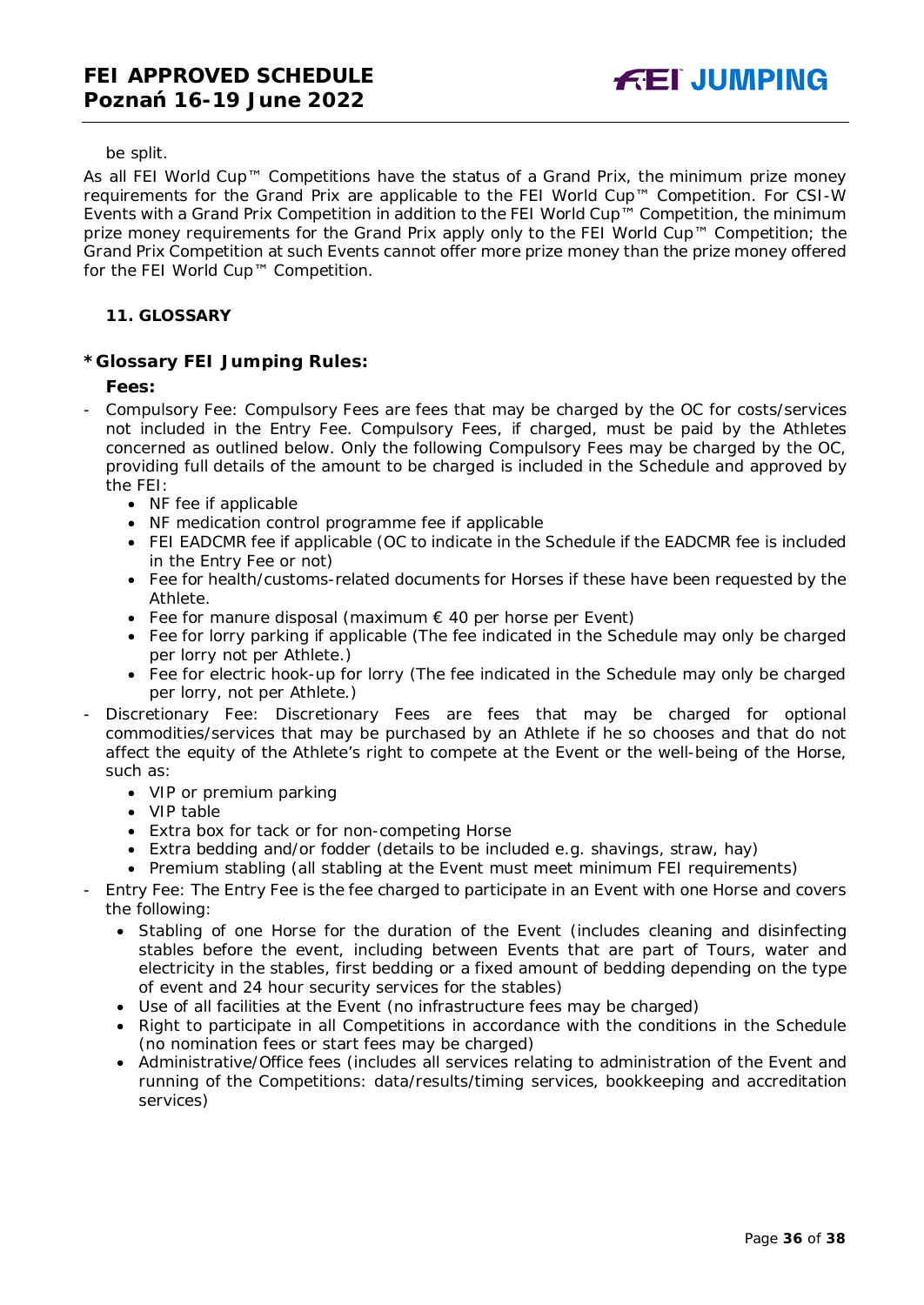be split.

As all FEI World Cup™ Competitions have the status of a Grand Prix, the minimum prize money requirements for the Grand Prix are applicable to the FEI World Cup™ Competition. For CSI-W Events with a Grand Prix Competition in addition to the FEI World Cup™ Competition, the minimum prize money requirements for the Grand Prix apply only to the FEI World Cup™ Competition; the Grand Prix Competition at such Events cannot offer more prize money than the prize money offered for the FEI World Cup™ Competition.

## 11. GLOSSARY

### *Glossary FEI Jumping Rules:

**Fees:**

- Compulsory Fee: Compulsory Fees are fees that may be charged by the OC for costs/services not included in the Entry Fee. Compulsory Fees, if charged, must be paid by the Athletes concerned as outlined below. Only the following Compulsory Fees may be charged by the OC, providing full details of the amount to be charged is included in the Schedule and approved by the FEI:
  - NF fee if applicable
  - NF medication control programme fee if applicable
  - FEI EADCMR fee if applicable (OC to indicate in the Schedule if the EADCMR fee is included in the Entry Fee or not)
  - Fee for health/customs-related documents for Horses if these have been requested by the Athlete.
  - Fee for manure disposal (maximum € 40 per horse per Event)
  - Fee for lorry parking if applicable (The fee indicated in the Schedule may only be charged per lorry not per Athlete.)
  - Fee for electric hook-up for lorry (The fee indicated in the Schedule may only be charged per lorry, not per Athlete.)
- Discretionary Fee: Discretionary Fees are fees that may be charged for optional commodities/services that may be purchased by an Athlete if he so chooses and that do not affect the equity of the Athlete's right to compete at the Event or the well-being of the Horse, such as:
  - VIP or premium parking
  - VIP table
  - Extra box for tack or for non-competing Horse
  - Extra bedding and/or fodder (details to be included e.g. shavings, straw, hay)
  - Premium stabling (all stabling at the Event must meet minimum FEI requirements)
- Entry Fee: The Entry Fee is the fee charged to participate in an Event with one Horse and covers the following:
  - Stabling of one Horse for the duration of the Event (includes cleaning and disinfecting stables before the event, including between Events that are part of Tours, water and electricity in the stables, first bedding or a fixed amount of bedding depending on the type of event and 24 hour security services for the stables)
  - Use of all facilities at the Event (no infrastructure fees may be charged)
  - Right to participate in all Competitions in accordance with the conditions in the Schedule (no nomination fees or start fees may be charged)
  - Administrative/Office fees (includes all services relating to administration of the Event and running of the Competitions: data/results/timing services, bookkeeping and accreditation services)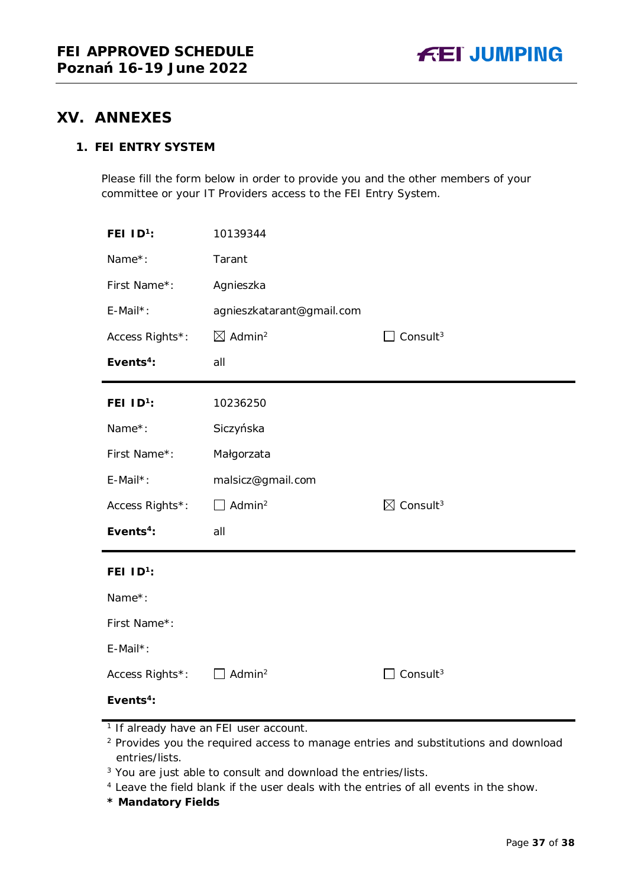## XV. ANNEXES

### 1. FEI ENTRY SYSTEM

Please fill the form below in order to provide you and the other members of your committee or your IT Providers access to the FEI Entry System.

| | | |
|---|---|---|
| **FEI ID[1]:** | 10139344 | |
| Name*: | Tarant | |
| First Name*: | Agnieszka | |
| E-Mail*: | agnieszkatarant@gmail.com | |
| Access Rights*: | ☒ Admin[2] | ☐ Consult[3] |
| **Events[4]:** | all | |

| | | |
|---|---|---|
| **FEI ID[1]:** | 10236250 | |
| Name*: | Siczyńska | |
| First Name*: | Małgorzata | |
| E-Mail*: | malsicz@gmail.com | |
| Access Rights*: | ☐ Admin[2] | ☒ Consult[3] |
| **Events[4]:** | all | |

| | | |
|---|---|---|
| **FEI ID[1]:** | | |
| Name*: | | |
| First Name*: | | |
| E-Mail*: | | |
| Access Rights*: | ☐ Admin[2] | ☐ Consult[3] |
| **Events[4]:** | | |

[1] If already have an FEI user account.

[2] Provides you the required access to manage entries and substitutions and download entries/lists.

[3] You are just able to consult and download the entries/lists.

[4] Leave the field blank if the user deals with the entries of all events in the show.

**\* Mandatory Fields**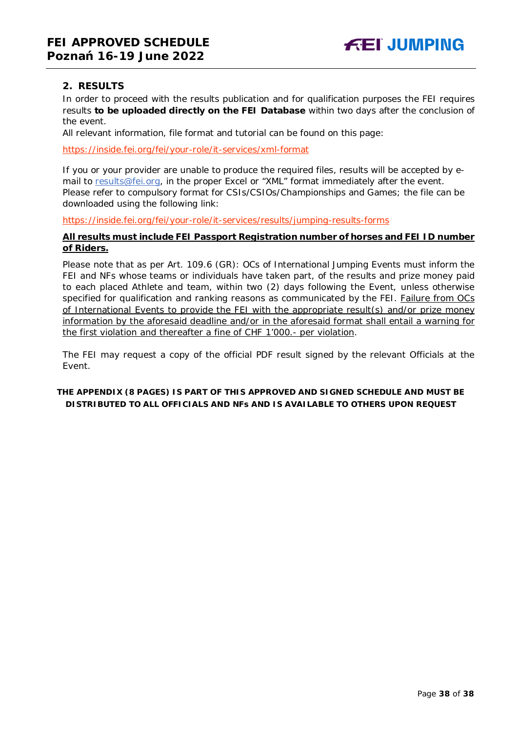## 2. RESULTS

In order to proceed with the results publication and for qualification purposes the FEI requires results **to be uploaded directly on the FEI Database** within two days after the conclusion of the event.

All relevant information, file format and tutorial can be found on this page:

https://inside.fei.org/fei/your-role/it-services/xml-format

If you or your provider are unable to produce the required files, results will be accepted by e-mail to results@fei.org, in the proper Excel or "XML" format immediately after the event. Please refer to compulsory format for CSIs/CSIOs/Championships and Games; the file can be downloaded using the following link:

https://inside.fei.org/fei/your-role/it-services/results/jumping-results-forms

**All results must include FEI Passport Registration number of horses and FEI ID number of Riders.**

Please note that as per Art. 109.6 (GR): OCs of International Jumping Events must inform the FEI and NFs whose teams or individuals have taken part, of the results and prize money paid to each placed Athlete and team, within two (2) days following the Event, unless otherwise specified for qualification and ranking reasons as communicated by the FEI. Failure from OCs of International Events to provide the FEI with the appropriate result(s) and/or prize money information by the aforesaid deadline and/or in the aforesaid format shall entail a warning for the first violation and thereafter a fine of CHF 1'000.- per violation.

The FEI may request a copy of the official PDF result signed by the relevant Officials at the Event.

**THE APPENDIX (8 PAGES) IS PART OF THIS APPROVED AND SIGNED SCHEDULE AND MUST BE DISTRIBUTED TO ALL OFFICIALS AND NFs AND IS AVAILABLE TO OTHERS UPON REQUEST**